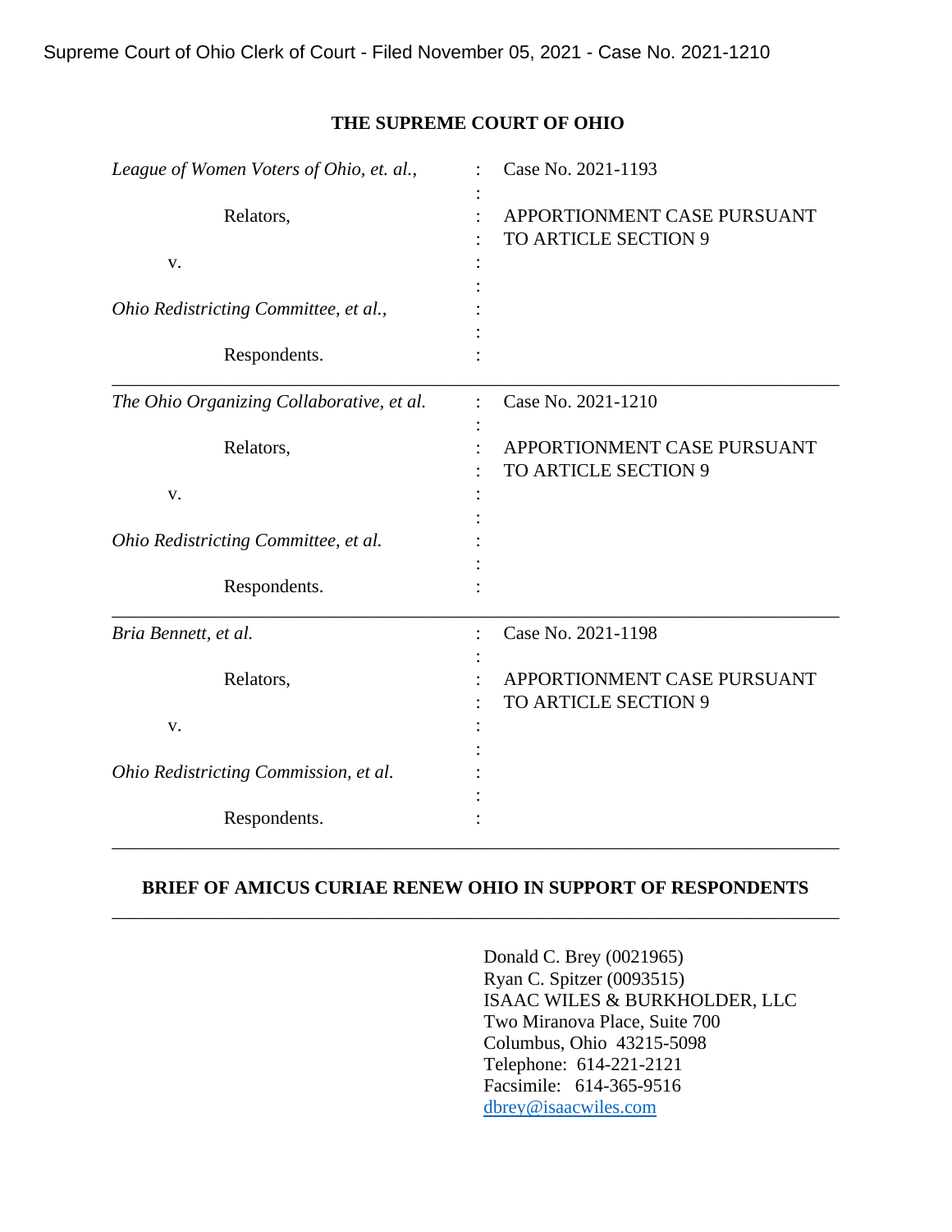Supreme Court of Ohio Clerk of Court - Filed November 05, 2021 - Case No. 2021-1210

# THE SUPREME COURT OF OHIO

| | | |
|---|---|---|
| *League of Women Voters of Ohio, et. al.,*<br><br>Relators,<br><br>v.<br><br>*Ohio Redistricting Committee, et al.,*<br><br>Respondents. | : | Case No. 2021-1193<br><br>APPORTIONMENT CASE PURSUANT TO ARTICLE SECTION 9 |
| *The Ohio Organizing Collaborative, et al.*<br><br>Relators,<br><br>v.<br><br>*Ohio Redistricting Committee, et al.*<br><br>Respondents. | : | Case No. 2021-1210<br><br>APPORTIONMENT CASE PURSUANT TO ARTICLE SECTION 9 |
| *Bria Bennett, et al.*<br><br>Relators,<br><br>v.<br><br>*Ohio Redistricting Commission, et al.*<br><br>Respondents. | : | Case No. 2021-1198<br><br>APPORTIONMENT CASE PURSUANT TO ARTICLE SECTION 9 |

**BRIEF OF AMICUS CURIAE RENEW OHIO IN SUPPORT OF RESPONDENTS**

Donald C. Brey (0021965)
Ryan C. Spitzer (0093515)
ISAAC WILES & BURKHOLDER, LLC
Two Miranova Place, Suite 700
Columbus, Ohio 43215-5098
Telephone: 614-221-2121
Facsimile: 614-365-9516
dbrey@isaacwiles.com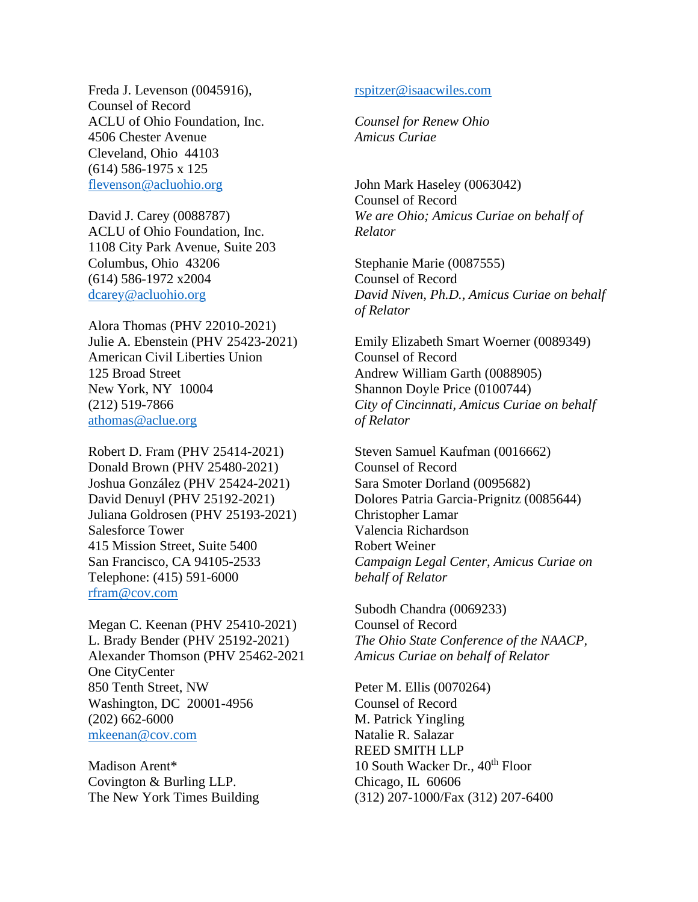Freda J. Levenson (0045916),
Counsel of Record
ACLU of Ohio Foundation, Inc.
4506 Chester Avenue
Cleveland, Ohio 44103
(614) 586-1975 x 125
flevenson@acluohio.org

David J. Carey (0088787)
ACLU of Ohio Foundation, Inc.
1108 City Park Avenue, Suite 203
Columbus, Ohio 43206
(614) 586-1972 x2004
dcarey@acluohio.org

Alora Thomas (PHV 22010-2021)
Julie A. Ebenstein (PHV 25423-2021)
American Civil Liberties Union
125 Broad Street
New York, NY 10004
(212) 519-7866
athomas@aclue.org

Robert D. Fram (PHV 25414-2021)
Donald Brown (PHV 25480-2021)
Joshua González (PHV 25424-2021)
David Denuyl (PHV 25192-2021)
Juliana Goldrosen (PHV 25193-2021)
Salesforce Tower
415 Mission Street, Suite 5400
San Francisco, CA 94105-2533
Telephone: (415) 591-6000
rfram@cov.com

Megan C. Keenan (PHV 25410-2021)
L. Brady Bender (PHV 25192-2021)
Alexander Thomson (PHV 25462-2021
One CityCenter
850 Tenth Street, NW
Washington, DC 20001-4956
(202) 662-6000
mkeenan@cov.com

Madison Arent*
Covington & Burling LLP.
The New York Times Building

rspitzer@isaacwiles.com

*Counsel for Renew Ohio Amicus Curiae*

John Mark Haseley (0063042)
Counsel of Record
*We are Ohio; Amicus Curiae on behalf of Relator*

Stephanie Marie (0087555)
Counsel of Record
*David Niven, Ph.D., Amicus Curiae on behalf of Relator*

Emily Elizabeth Smart Woerner (0089349)
Counsel of Record
Andrew William Garth (0088905)
Shannon Doyle Price (0100744)
*City of Cincinnati, Amicus Curiae on behalf of Relator*

Steven Samuel Kaufman (0016662)
Counsel of Record
Sara Smoter Dorland (0095682)
Dolores Patria Garcia-Prignitz (0085644)
Christopher Lamar
Valencia Richardson
Robert Weiner
*Campaign Legal Center, Amicus Curiae on behalf of Relator*

Subodh Chandra (0069233)
Counsel of Record
*The Ohio State Conference of the NAACP, Amicus Curiae on behalf of Relator*

Peter M. Ellis (0070264)
Counsel of Record
M. Patrick Yingling
Natalie R. Salazar
REED SMITH LLP
10 South Wacker Dr., 40th Floor
Chicago, IL 60606
(312) 207-1000/Fax (312) 207-6400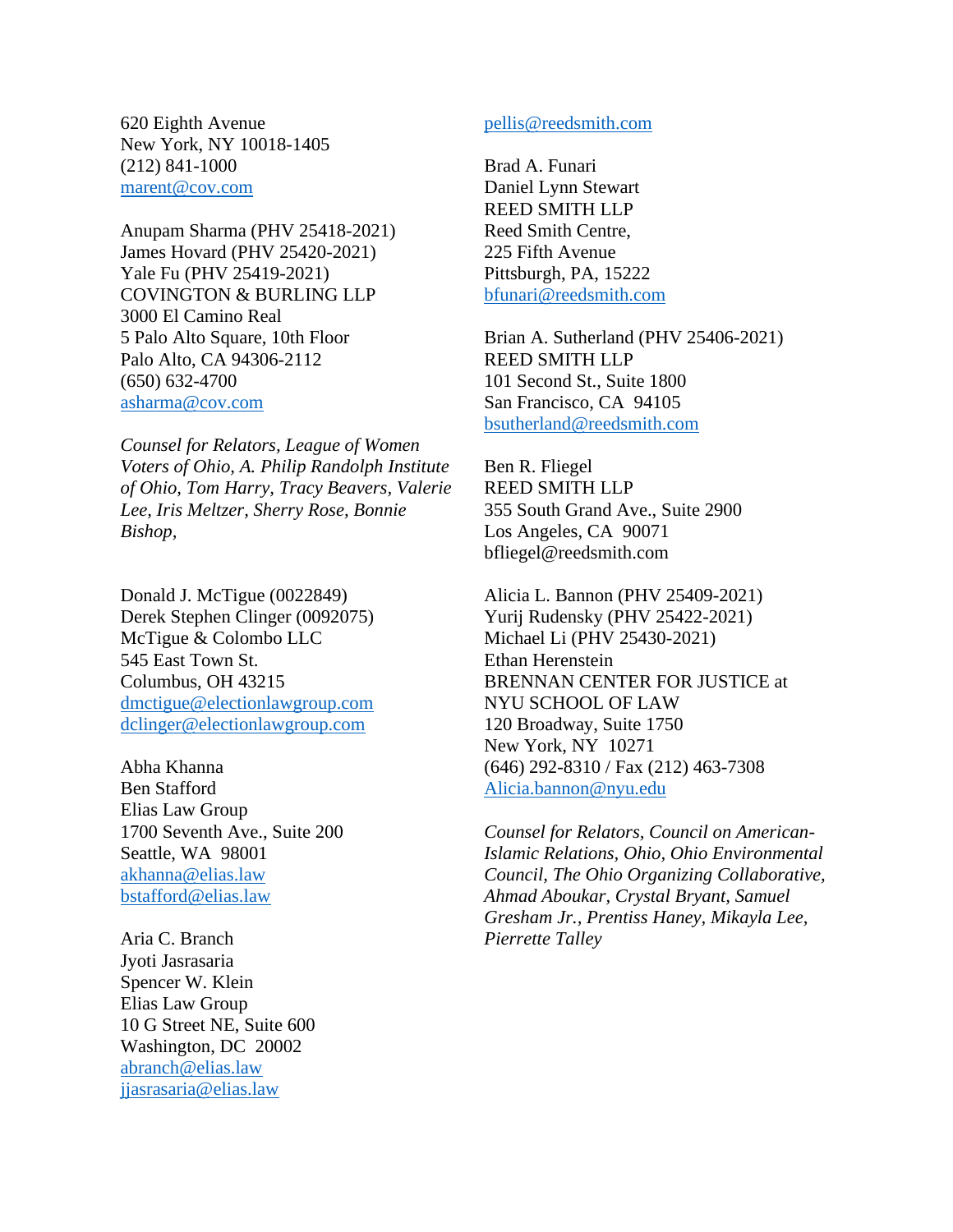620 Eighth Avenue
New York, NY 10018-1405
(212) 841-1000
marent@cov.com

Anupam Sharma (PHV 25418-2021)
James Hovard (PHV 25420-2021)
Yale Fu (PHV 25419-2021)
COVINGTON & BURLING LLP
3000 El Camino Real
5 Palo Alto Square, 10th Floor
Palo Alto, CA 94306-2112
(650) 632-4700
asharma@cov.com

*Counsel for Relators, League of Women Voters of Ohio, A. Philip Randolph Institute of Ohio, Tom Harry, Tracy Beavers, Valerie Lee, Iris Meltzer, Sherry Rose, Bonnie Bishop,*

Donald J. McTigue (0022849)
Derek Stephen Clinger (0092075)
McTigue & Colombo LLC
545 East Town St.
Columbus, OH 43215
dmctigue@electionlawgroup.com
dclinger@electionlawgroup.com

Abha Khanna
Ben Stafford
Elias Law Group
1700 Seventh Ave., Suite 200
Seattle, WA 98001
akhanna@elias.law
bstafford@elias.law

Aria C. Branch
Jyoti Jasrasaria
Spencer W. Klein
Elias Law Group
10 G Street NE, Suite 600
Washington, DC 20002
abranch@elias.law
jjasrasaria@elias.law

pellis@reedsmith.com

Brad A. Funari
Daniel Lynn Stewart
REED SMITH LLP
Reed Smith Centre,
225 Fifth Avenue
Pittsburgh, PA, 15222
bfunari@reedsmith.com

Brian A. Sutherland (PHV 25406-2021)
REED SMITH LLP
101 Second St., Suite 1800
San Francisco, CA 94105
bsutherland@reedsmith.com

Ben R. Fliegel
REED SMITH LLP
355 South Grand Ave., Suite 2900
Los Angeles, CA 90071
bfliegel@reedsmith.com

Alicia L. Bannon (PHV 25409-2021)
Yurij Rudensky (PHV 25422-2021)
Michael Li (PHV 25430-2021)
Ethan Herenstein
BRENNAN CENTER FOR JUSTICE at NYU SCHOOL OF LAW
120 Broadway, Suite 1750
New York, NY 10271
(646) 292-8310 / Fax (212) 463-7308
Alicia.bannon@nyu.edu

*Counsel for Relators, Council on American-Islamic Relations, Ohio, Ohio Environmental Council, The Ohio Organizing Collaborative, Ahmad Aboukar, Crystal Bryant, Samuel Gresham Jr., Prentiss Haney, Mikayla Lee, Pierrette Talley*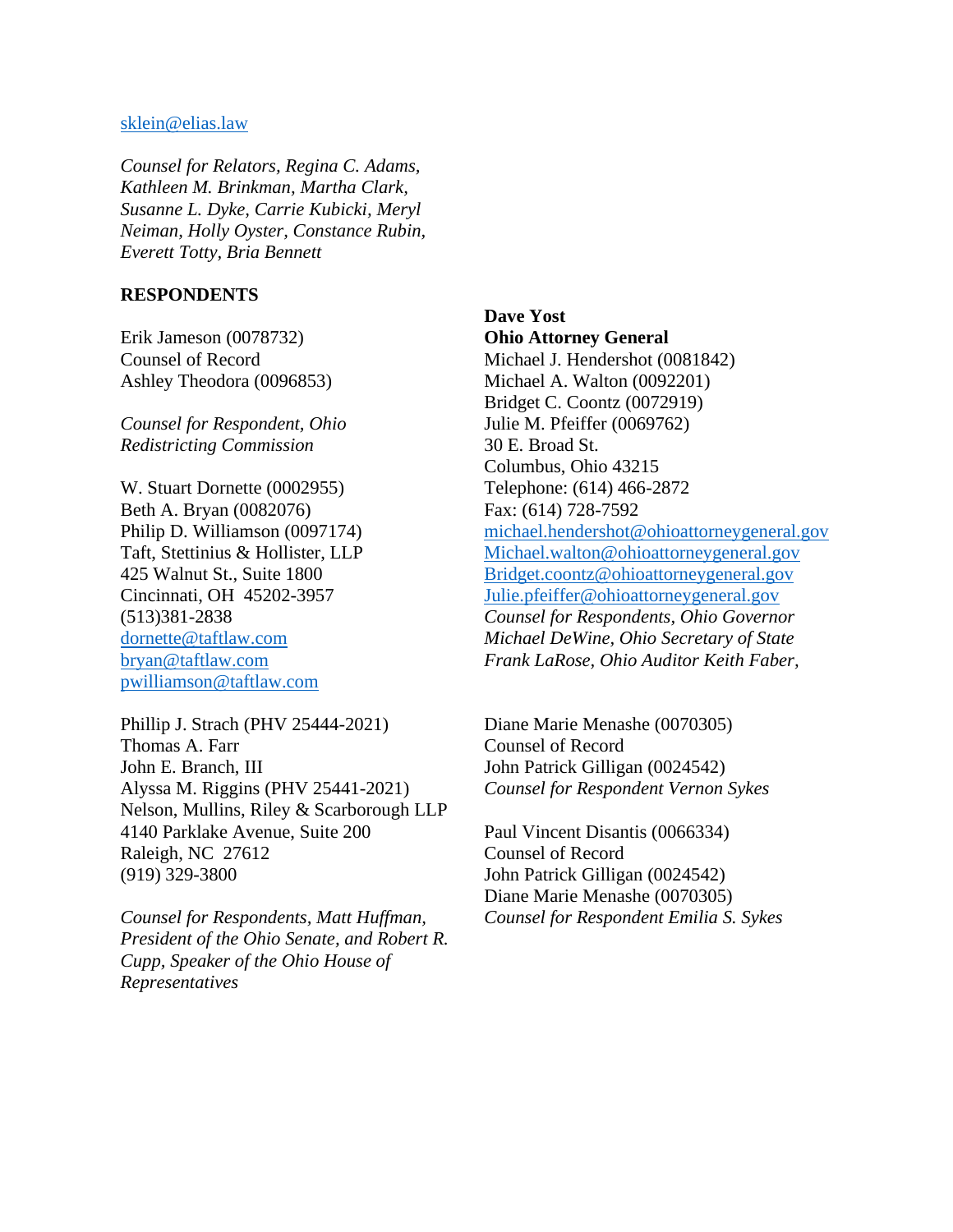sklein@elias.law

*Counsel for Relators, Regina C. Adams, Kathleen M. Brinkman, Martha Clark, Susanne L. Dyke, Carrie Kubicki, Meryl Neiman, Holly Oyster, Constance Rubin, Everett Totty, Bria Bennett*

**RESPONDENTS**

Erik Jameson (0078732)
Counsel of Record
Ashley Theodora (0096853)

*Counsel for Respondent, Ohio Redistricting Commission*

W. Stuart Dornette (0002955)
Beth A. Bryan (0082076)
Philip D. Williamson (0097174)
Taft, Stettinius & Hollister, LLP
425 Walnut St., Suite 1800
Cincinnati, OH 45202-3957
(513)381-2838
dornette@taftlaw.com
bryan@taftlaw.com
pwilliamson@taftlaw.com

Phillip J. Strach (PHV 25444-2021)
Thomas A. Farr
John E. Branch, III
Alyssa M. Riggins (PHV 25441-2021)
Nelson, Mullins, Riley & Scarborough LLP
4140 Parklake Avenue, Suite 200
Raleigh, NC 27612
(919) 329-3800

*Counsel for Respondents, Matt Huffman, President of the Ohio Senate, and Robert R. Cupp, Speaker of the Ohio House of Representatives*

**Dave Yost**
**Ohio Attorney General**
Michael J. Hendershot (0081842)
Michael A. Walton (0092201)
Bridget C. Coontz (0072919)
Julie M. Pfeiffer (0069762)
30 E. Broad St.
Columbus, Ohio 43215
Telephone: (614) 466-2872
Fax: (614) 728-7592
michael.hendershot@ohioattorneygeneral.gov
Michael.walton@ohioattorneygeneral.gov
Bridget.coontz@ohioattorneygeneral.gov
Julie.pfeiffer@ohioattorneygeneral.gov
*Counsel for Respondents, Ohio Governor Michael DeWine, Ohio Secretary of State Frank LaRose, Ohio Auditor Keith Faber,*

Diane Marie Menashe (0070305)
Counsel of Record
John Patrick Gilligan (0024542)
*Counsel for Respondent Vernon Sykes*

Paul Vincent Disantis (0066334)
Counsel of Record
John Patrick Gilligan (0024542)
Diane Marie Menashe (0070305)
*Counsel for Respondent Emilia S. Sykes*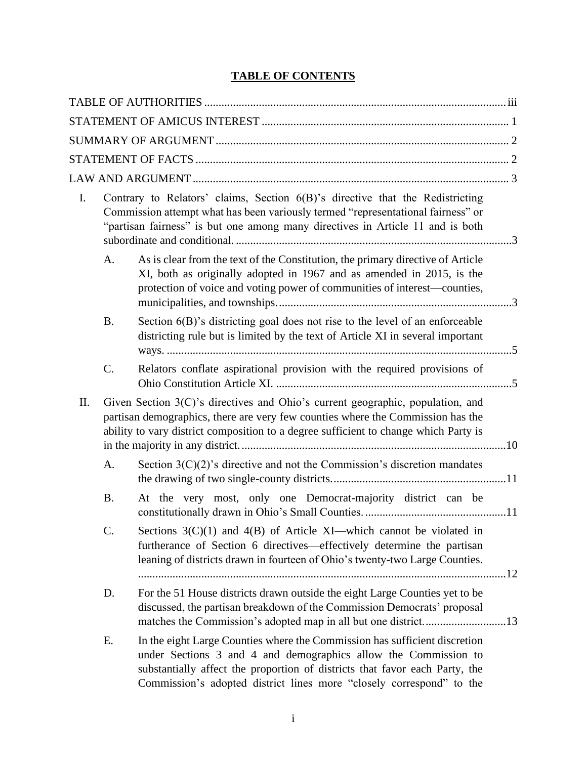# TABLE OF CONTENTS

TABLE OF AUTHORITIES .......... iii

STATEMENT OF AMICUS INTEREST .......... 1

SUMMARY OF ARGUMENT .......... 2

STATEMENT OF FACTS .......... 2

LAW AND ARGUMENT .......... 3

I. Contrary to Relators' claims, Section 6(B)'s directive that the Redistricting Commission attempt what has been variously termed "representational fairness" or "partisan fairness" is but one among many directives in Article 11 and is both subordinate and conditional. .......... 3

   A. As is clear from the text of the Constitution, the primary directive of Article XI, both as originally adopted in 1967 and as amended in 2015, is the protection of voice and voting power of communities of interest—counties, municipalities, and townships. .......... 3

   B. Section 6(B)'s districting goal does not rise to the level of an enforceable districting rule but is limited by the text of Article XI in several important ways. .......... 5

   C. Relators conflate aspirational provision with the required provisions of Ohio Constitution Article XI. .......... 5

II. Given Section 3(C)'s directives and Ohio's current geographic, population, and partisan demographics, there are very few counties where the Commission has the ability to vary district composition to a degree sufficient to change which Party is in the majority in any district. .......... 10

   A. Section 3(C)(2)'s directive and not the Commission's discretion mandates the drawing of two single-county districts. .......... 11

   B. At the very most, only one Democrat-majority district can be constitutionally drawn in Ohio's Small Counties. .......... 11

   C. Sections 3(C)(1) and 4(B) of Article XI—which cannot be violated in furtherance of Section 6 directives—effectively determine the partisan leaning of districts drawn in fourteen of Ohio's twenty-two Large Counties. .......... 12

   D. For the 51 House districts drawn outside the eight Large Counties yet to be discussed, the partisan breakdown of the Commission Democrats' proposal matches the Commission's adopted map in all but one district. .......... 13

   E. In the eight Large Counties where the Commission has sufficient discretion under Sections 3 and 4 and demographics allow the Commission to substantially affect the proportion of districts that favor each Party, the Commission's adopted district lines more "closely correspond" to the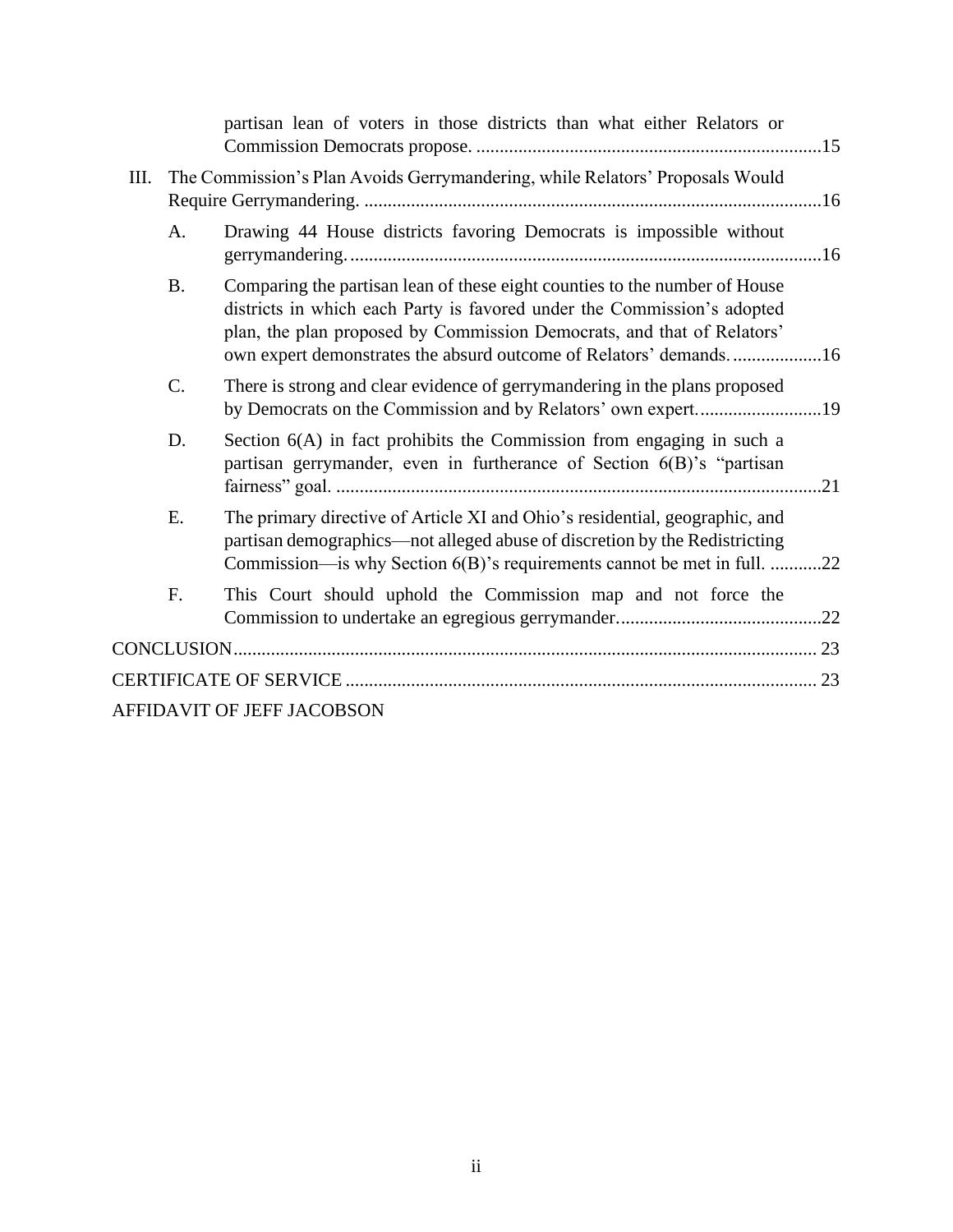partisan lean of voters in those districts than what either Relators or Commission Democrats propose. ....15

III. The Commission's Plan Avoids Gerrymandering, while Relators' Proposals Would Require Gerrymandering. ....16

- A. Drawing 44 House districts favoring Democrats is impossible without gerrymandering. ....16
- B. Comparing the partisan lean of these eight counties to the number of House districts in which each Party is favored under the Commission's adopted plan, the plan proposed by Commission Democrats, and that of Relators' own expert demonstrates the absurd outcome of Relators' demands. ....16
- C. There is strong and clear evidence of gerrymandering in the plans proposed by Democrats on the Commission and by Relators' own expert. ....19
- D. Section 6(A) in fact prohibits the Commission from engaging in such a partisan gerrymander, even in furtherance of Section 6(B)'s "partisan fairness" goal. ....21
- E. The primary directive of Article XI and Ohio's residential, geographic, and partisan demographics—not alleged abuse of discretion by the Redistricting Commission—is why Section 6(B)'s requirements cannot be met in full. ....22
- F. This Court should uphold the Commission map and not force the Commission to undertake an egregious gerrymander. ....22

CONCLUSION .... 23

CERTIFICATE OF SERVICE .... 23

AFFIDAVIT OF JEFF JACOBSON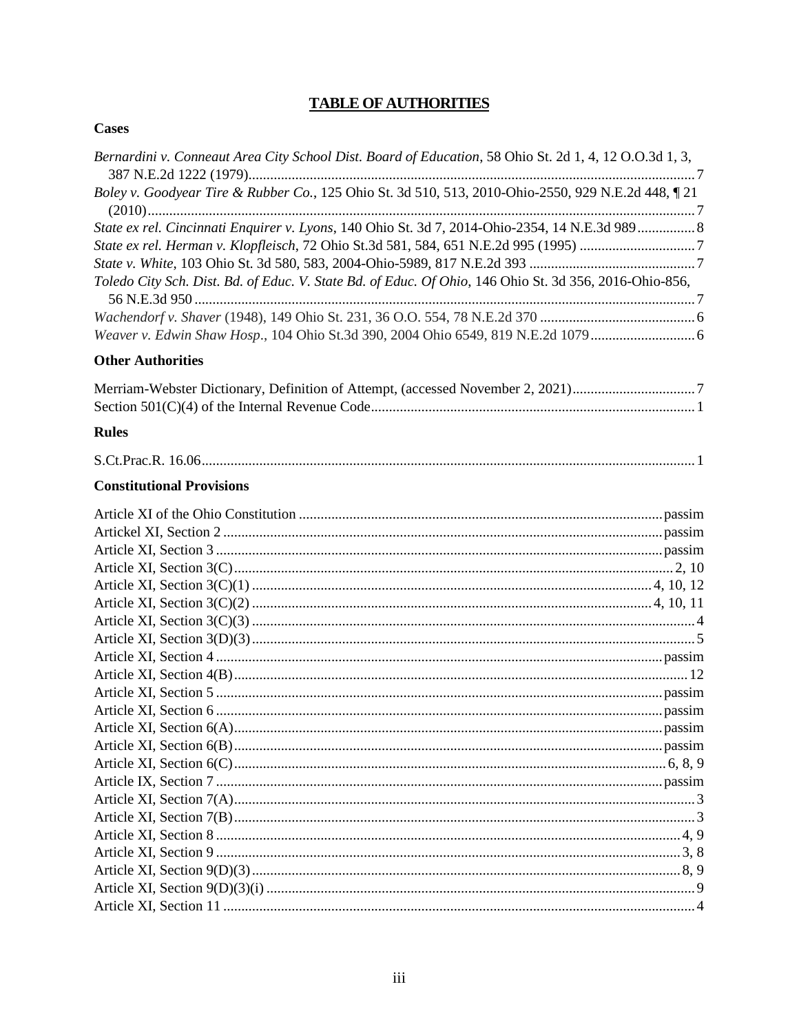# TABLE OF AUTHORITIES

### Cases

*Bernardini v. Conneaut Area City School Dist. Board of Education*, 58 Ohio St. 2d 1, 4, 12 O.O.3d 1, 3, 387 N.E.2d 1222 (1979)........................................................................................................................7

*Boley v. Goodyear Tire & Rubber Co.*, 125 Ohio St. 3d 510, 513, 2010-Ohio-2550, 929 N.E.2d 448, ¶ 21 (2010)........................................................................................................................7

*State ex rel. Cincinnati Enquirer v. Lyons*, 140 Ohio St. 3d 7, 2014-Ohio-2354, 14 N.E.3d 989................8

*State ex rel. Herman v. Klopfleisch*, 72 Ohio St.3d 581, 584, 651 N.E.2d 995 (1995) ................................7

*State v. White*, 103 Ohio St. 3d 580, 583, 2004-Ohio-5989, 817 N.E.2d 393 .............................................7

*Toledo City Sch. Dist. Bd. of Educ. V. State Bd. of Educ. Of Ohio*, 146 Ohio St. 3d 356, 2016-Ohio-856, 56 N.E.3d 950 ........................................................................................................................7

*Wachendorf v. Shaver* (1948), 149 Ohio St. 231, 36 O.O. 554, 78 N.E.2d 370 ...........................................6

*Weaver v. Edwin Shaw Hosp*., 104 Ohio St.3d 390, 2004 Ohio 6549, 819 N.E.2d 1079............................6

### Other Authorities

Merriam-Webster Dictionary, Definition of Attempt, (accessed November 2, 2021)..................................7

Section 501(C)(4) of the Internal Revenue Code.........................................................................................1

### Rules

S.Ct.Prac.R. 16.06........................................................................................................................1

### Constitutional Provisions

Article XI of the Ohio Constitution ....................................................................................................passim

Artickel XI, Section 2 ........................................................................................................................passim

Article XI, Section 3 ..........................................................................................................................passim

Article XI, Section 3(C)........................................................................................................................2, 10

Article XI, Section 3(C)(1) ..............................................................................................................4, 10, 12

Article XI, Section 3(C)(2) ..............................................................................................................4, 10, 11

Article XI, Section 3(C)(3) ........................................................................................................................4

Article XI, Section 3(D)(3) ........................................................................................................................5

Article XI, Section 4 ..........................................................................................................................passim

Article XI, Section 4(B)............................................................................................................................12

Article XI, Section 5 ..........................................................................................................................passim

Article XI, Section 6 ..........................................................................................................................passim

Article XI, Section 6(A).....................................................................................................................passim

Article XI, Section 6(B).....................................................................................................................passim

Article XI, Section 6(C)....................................................................................................................6, 8, 9

Article IX, Section 7 ..........................................................................................................................passim

Article XI, Section 7(A).............................................................................................................................3

Article XI, Section 7(B).............................................................................................................................3

Article XI, Section 8 ...............................................................................................................................4, 9

Article XI, Section 9 ...............................................................................................................................3, 8

Article XI, Section 9(D)(3) ......................................................................................................................8, 9

Article XI, Section 9(D)(3)(i) ......................................................................................................................9

Article XI, Section 11 ................................................................................................................................4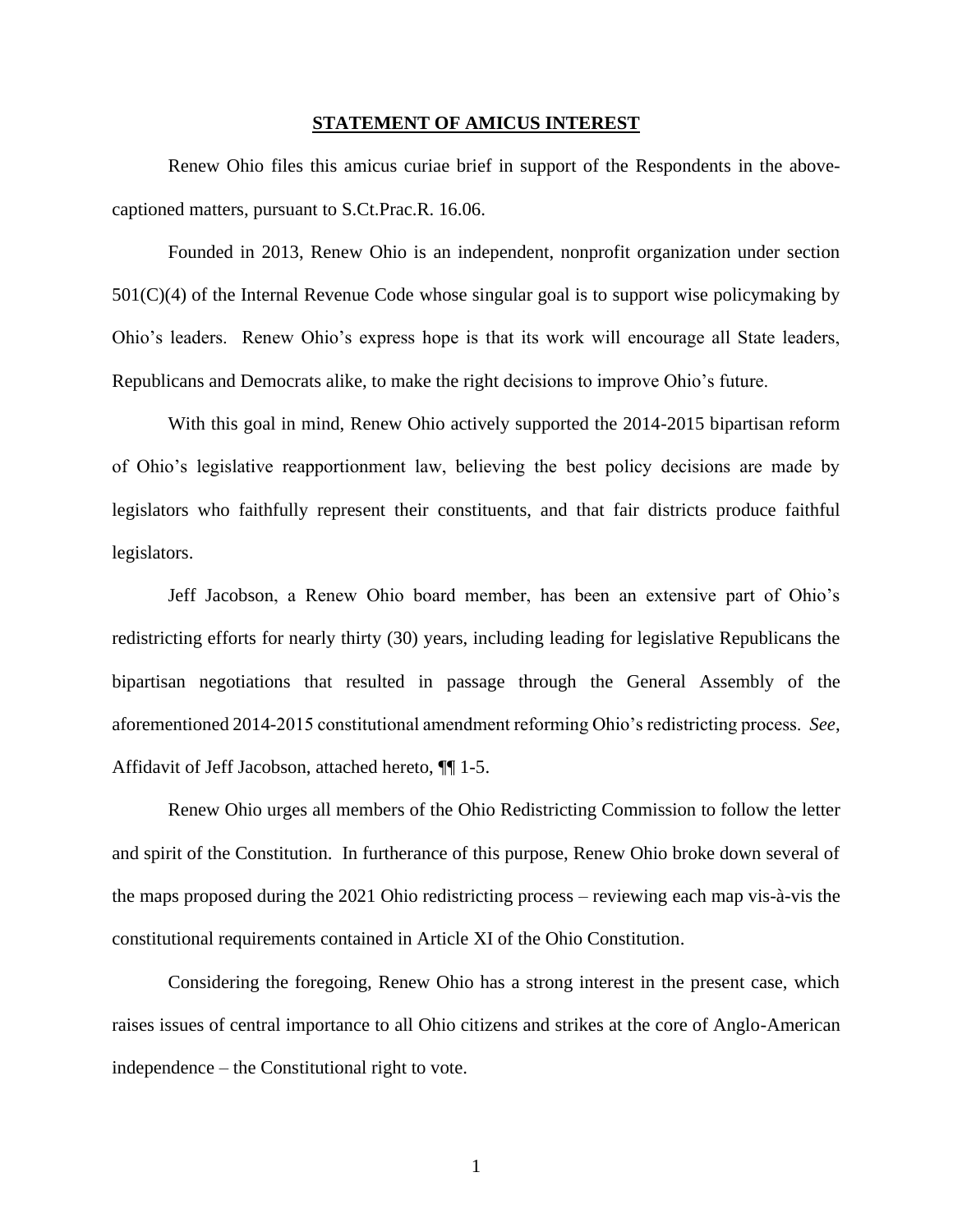## STATEMENT OF AMICUS INTEREST

Renew Ohio files this amicus curiae brief in support of the Respondents in the above-captioned matters, pursuant to S.Ct.Prac.R. 16.06.

Founded in 2013, Renew Ohio is an independent, nonprofit organization under section 501(C)(4) of the Internal Revenue Code whose singular goal is to support wise policymaking by Ohio's leaders. Renew Ohio's express hope is that its work will encourage all State leaders, Republicans and Democrats alike, to make the right decisions to improve Ohio's future.

With this goal in mind, Renew Ohio actively supported the 2014-2015 bipartisan reform of Ohio's legislative reapportionment law, believing the best policy decisions are made by legislators who faithfully represent their constituents, and that fair districts produce faithful legislators.

Jeff Jacobson, a Renew Ohio board member, has been an extensive part of Ohio's redistricting efforts for nearly thirty (30) years, including leading for legislative Republicans the bipartisan negotiations that resulted in passage through the General Assembly of the aforementioned 2014-2015 constitutional amendment reforming Ohio's redistricting process. *See*, Affidavit of Jeff Jacobson, attached hereto, ¶¶ 1-5.

Renew Ohio urges all members of the Ohio Redistricting Commission to follow the letter and spirit of the Constitution. In furtherance of this purpose, Renew Ohio broke down several of the maps proposed during the 2021 Ohio redistricting process – reviewing each map vis-à-vis the constitutional requirements contained in Article XI of the Ohio Constitution.

Considering the foregoing, Renew Ohio has a strong interest in the present case, which raises issues of central importance to all Ohio citizens and strikes at the core of Anglo-American independence – the Constitutional right to vote.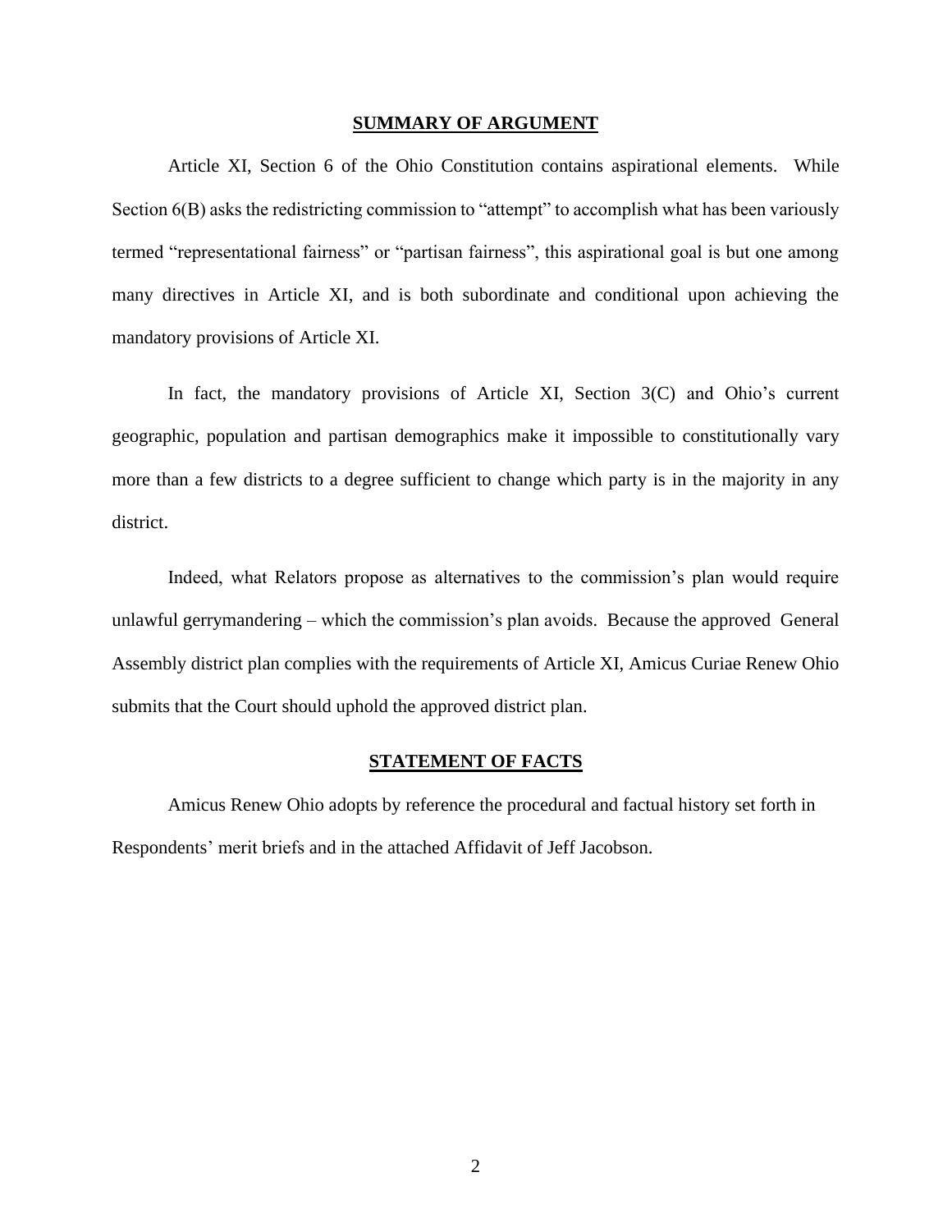## SUMMARY OF ARGUMENT

Article XI, Section 6 of the Ohio Constitution contains aspirational elements. While Section 6(B) asks the redistricting commission to "attempt" to accomplish what has been variously termed "representational fairness" or "partisan fairness", this aspirational goal is but one among many directives in Article XI, and is both subordinate and conditional upon achieving the mandatory provisions of Article XI.

In fact, the mandatory provisions of Article XI, Section 3(C) and Ohio's current geographic, population and partisan demographics make it impossible to constitutionally vary more than a few districts to a degree sufficient to change which party is in the majority in any district.

Indeed, what Relators propose as alternatives to the commission's plan would require unlawful gerrymandering – which the commission's plan avoids. Because the approved General Assembly district plan complies with the requirements of Article XI, Amicus Curiae Renew Ohio submits that the Court should uphold the approved district plan.

## STATEMENT OF FACTS

Amicus Renew Ohio adopts by reference the procedural and factual history set forth in Respondents' merit briefs and in the attached Affidavit of Jeff Jacobson.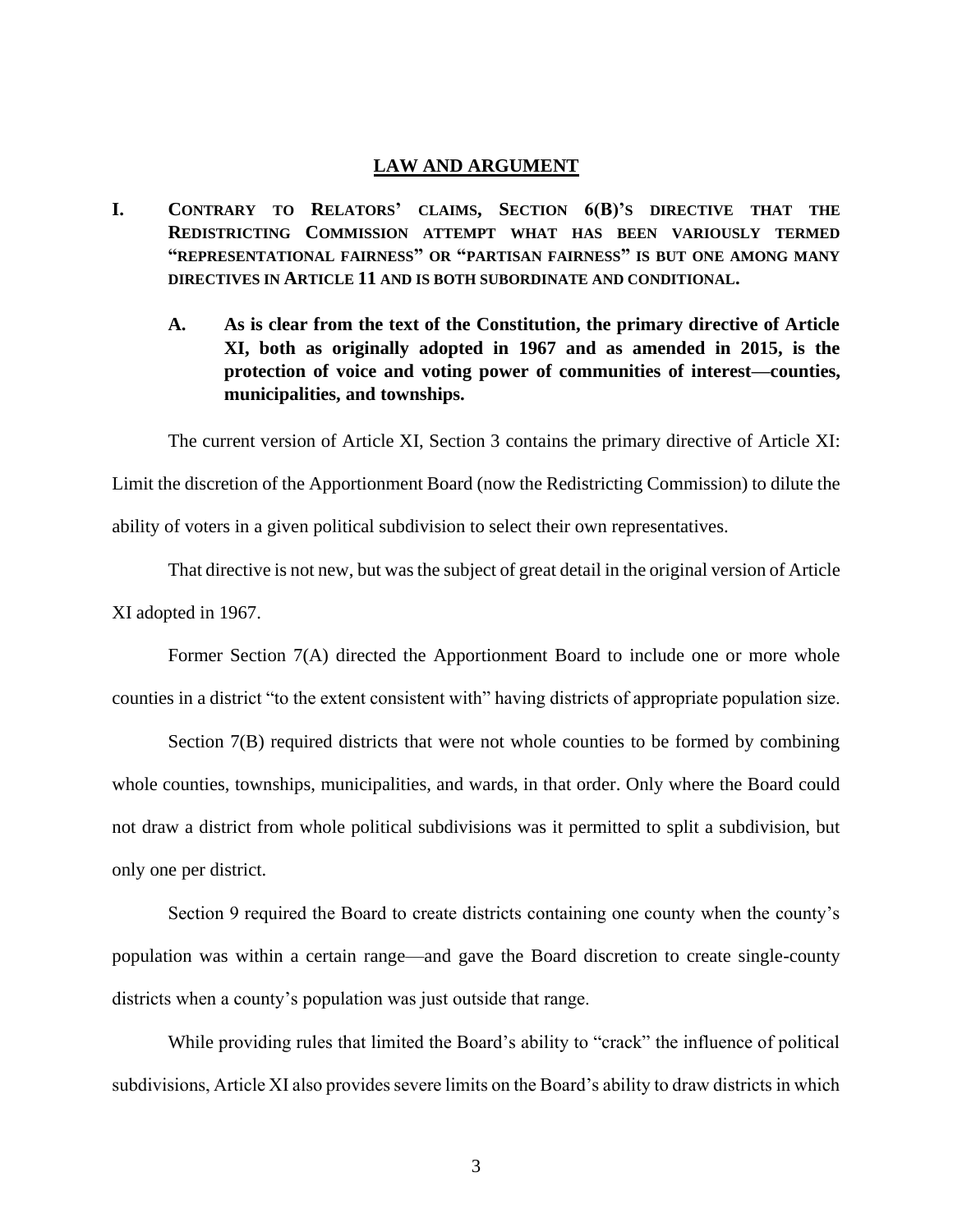## LAW AND ARGUMENT

### I. CONTRARY TO RELATORS' CLAIMS, SECTION 6(B)'S DIRECTIVE THAT THE REDISTRICTING COMMISSION ATTEMPT WHAT HAS BEEN VARIOUSLY TERMED "REPRESENTATIONAL FAIRNESS" OR "PARTISAN FAIRNESS" IS BUT ONE AMONG MANY DIRECTIVES IN ARTICLE 11 AND IS BOTH SUBORDINATE AND CONDITIONAL.

#### A. As is clear from the text of the Constitution, the primary directive of Article XI, both as originally adopted in 1967 and as amended in 2015, is the protection of voice and voting power of communities of interest—counties, municipalities, and townships.

The current version of Article XI, Section 3 contains the primary directive of Article XI: Limit the discretion of the Apportionment Board (now the Redistricting Commission) to dilute the ability of voters in a given political subdivision to select their own representatives.

That directive is not new, but was the subject of great detail in the original version of Article XI adopted in 1967.

Former Section 7(A) directed the Apportionment Board to include one or more whole counties in a district "to the extent consistent with" having districts of appropriate population size.

Section 7(B) required districts that were not whole counties to be formed by combining whole counties, townships, municipalities, and wards, in that order. Only where the Board could not draw a district from whole political subdivisions was it permitted to split a subdivision, but only one per district.

Section 9 required the Board to create districts containing one county when the county's population was within a certain range—and gave the Board discretion to create single-county districts when a county's population was just outside that range.

While providing rules that limited the Board's ability to "crack" the influence of political subdivisions, Article XI also provides severe limits on the Board's ability to draw districts in which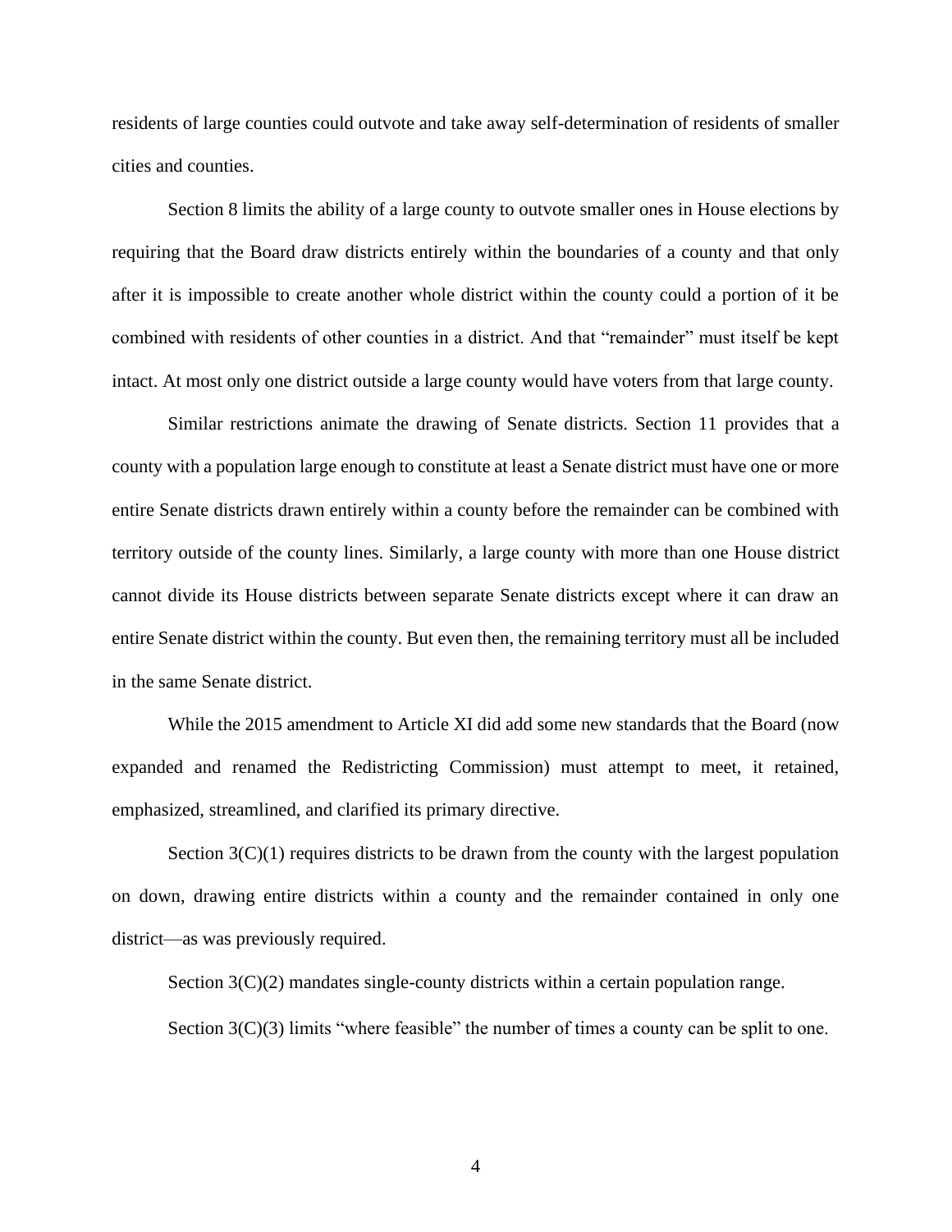residents of large counties could outvote and take away self-determination of residents of smaller cities and counties.

Section 8 limits the ability of a large county to outvote smaller ones in House elections by requiring that the Board draw districts entirely within the boundaries of a county and that only after it is impossible to create another whole district within the county could a portion of it be combined with residents of other counties in a district. And that "remainder" must itself be kept intact. At most only one district outside a large county would have voters from that large county.

Similar restrictions animate the drawing of Senate districts. Section 11 provides that a county with a population large enough to constitute at least a Senate district must have one or more entire Senate districts drawn entirely within a county before the remainder can be combined with territory outside of the county lines. Similarly, a large county with more than one House district cannot divide its House districts between separate Senate districts except where it can draw an entire Senate district within the county. But even then, the remaining territory must all be included in the same Senate district.

While the 2015 amendment to Article XI did add some new standards that the Board (now expanded and renamed the Redistricting Commission) must attempt to meet, it retained, emphasized, streamlined, and clarified its primary directive.

Section 3(C)(1) requires districts to be drawn from the county with the largest population on down, drawing entire districts within a county and the remainder contained in only one district—as was previously required.

Section 3(C)(2) mandates single-county districts within a certain population range.

Section 3(C)(3) limits "where feasible" the number of times a county can be split to one.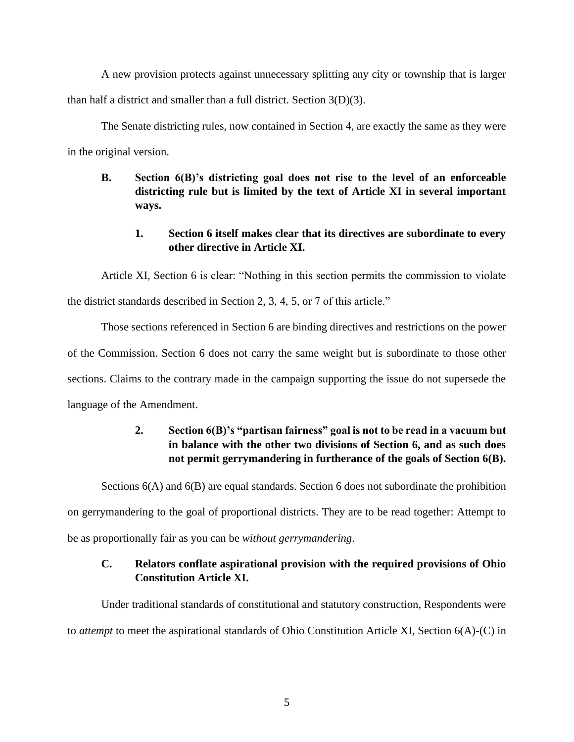A new provision protects against unnecessary splitting any city or township that is larger than half a district and smaller than a full district. Section 3(D)(3).

The Senate districting rules, now contained in Section 4, are exactly the same as they were in the original version.

### B. Section 6(B)'s districting goal does not rise to the level of an enforceable districting rule but is limited by the text of Article XI in several important ways.

#### 1. Section 6 itself makes clear that its directives are subordinate to every other directive in Article XI.

Article XI, Section 6 is clear: "Nothing in this section permits the commission to violate the district standards described in Section 2, 3, 4, 5, or 7 of this article."

Those sections referenced in Section 6 are binding directives and restrictions on the power of the Commission. Section 6 does not carry the same weight but is subordinate to those other sections. Claims to the contrary made in the campaign supporting the issue do not supersede the language of the Amendment.

#### 2. Section 6(B)'s "partisan fairness" goal is not to be read in a vacuum but in balance with the other two divisions of Section 6, and as such does not permit gerrymandering in furtherance of the goals of Section 6(B).

Sections 6(A) and 6(B) are equal standards. Section 6 does not subordinate the prohibition on gerrymandering to the goal of proportional districts. They are to be read together: Attempt to be as proportionally fair as you can be *without gerrymandering*.

### C. Relators conflate aspirational provision with the required provisions of Ohio Constitution Article XI.

Under traditional standards of constitutional and statutory construction, Respondents were to *attempt* to meet the aspirational standards of Ohio Constitution Article XI, Section 6(A)-(C) in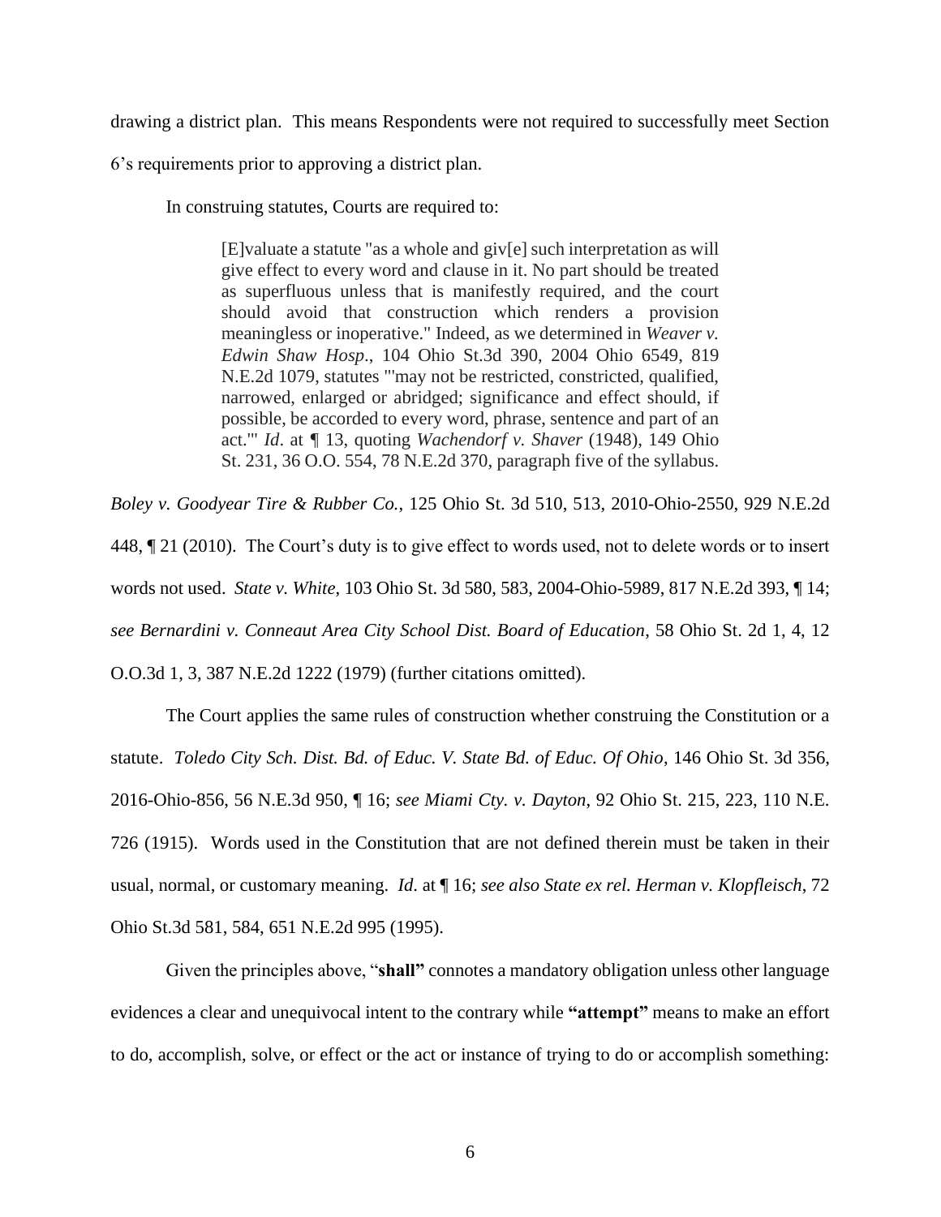drawing a district plan. This means Respondents were not required to successfully meet Section 6's requirements prior to approving a district plan.

In construing statutes, Courts are required to:

> [E]valuate a statute "as a whole and giv[e] such interpretation as will give effect to every word and clause in it. No part should be treated as superfluous unless that is manifestly required, and the court should avoid that construction which renders a provision meaningless or inoperative." Indeed, as we determined in *Weaver v. Edwin Shaw Hosp*., 104 Ohio St.3d 390, 2004 Ohio 6549, 819 N.E.2d 1079, statutes "'may not be restricted, constricted, qualified, narrowed, enlarged or abridged; significance and effect should, if possible, be accorded to every word, phrase, sentence and part of an act.'" *Id*. at ¶ 13, quoting *Wachendorf v. Shaver* (1948), 149 Ohio St. 231, 36 O.O. 554, 78 N.E.2d 370, paragraph five of the syllabus.

*Boley v. Goodyear Tire & Rubber Co.*, 125 Ohio St. 3d 510, 513, 2010-Ohio-2550, 929 N.E.2d 448, ¶ 21 (2010). The Court's duty is to give effect to words used, not to delete words or to insert words not used. *State v. White*, 103 Ohio St. 3d 580, 583, 2004-Ohio-5989, 817 N.E.2d 393, ¶ 14; *see Bernardini v. Conneaut Area City School Dist. Board of Education*, 58 Ohio St. 2d 1, 4, 12 O.O.3d 1, 3, 387 N.E.2d 1222 (1979) (further citations omitted).

The Court applies the same rules of construction whether construing the Constitution or a statute. *Toledo City Sch. Dist. Bd. of Educ. V. State Bd. of Educ. Of Ohio*, 146 Ohio St. 3d 356, 2016-Ohio-856, 56 N.E.3d 950, ¶ 16; *see Miami Cty. v. Dayton*, 92 Ohio St. 215, 223, 110 N.E. 726 (1915). Words used in the Constitution that are not defined therein must be taken in their usual, normal, or customary meaning. *Id*. at ¶ 16; *see also State ex rel. Herman v. Klopfleisch*, 72 Ohio St.3d 581, 584, 651 N.E.2d 995 (1995).

Given the principles above, "**shall"** connotes a mandatory obligation unless other language evidences a clear and unequivocal intent to the contrary while **"attempt"** means to make an effort to do, accomplish, solve, or effect or the act or instance of trying to do or accomplish something: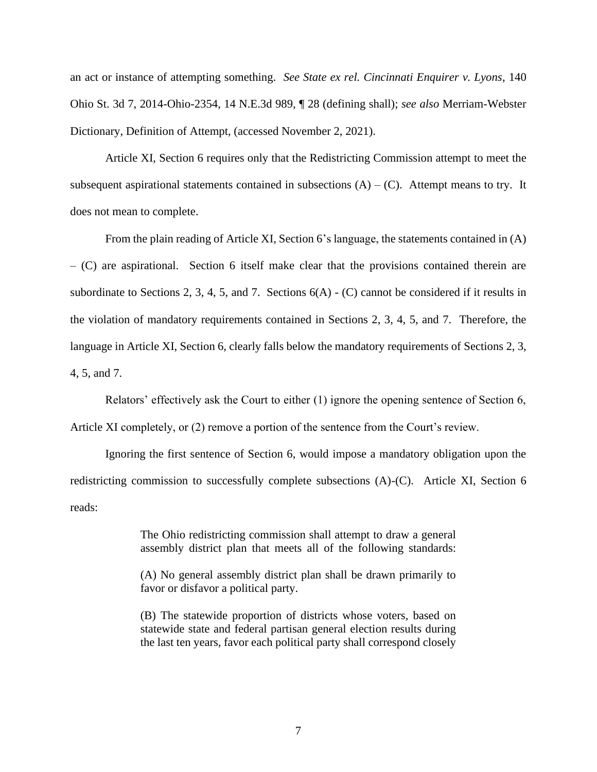an act or instance of attempting something. *See State ex rel. Cincinnati Enquirer v. Lyons*, 140 Ohio St. 3d 7, 2014-Ohio-2354, 14 N.E.3d 989, ¶ 28 (defining shall); *see also* Merriam-Webster Dictionary, Definition of Attempt, (accessed November 2, 2021).

Article XI, Section 6 requires only that the Redistricting Commission attempt to meet the subsequent aspirational statements contained in subsections (A) – (C). Attempt means to try. It does not mean to complete.

From the plain reading of Article XI, Section 6's language, the statements contained in (A) – (C) are aspirational. Section 6 itself make clear that the provisions contained therein are subordinate to Sections 2, 3, 4, 5, and 7. Sections 6(A) - (C) cannot be considered if it results in the violation of mandatory requirements contained in Sections 2, 3, 4, 5, and 7. Therefore, the language in Article XI, Section 6, clearly falls below the mandatory requirements of Sections 2, 3, 4, 5, and 7.

Relators' effectively ask the Court to either (1) ignore the opening sentence of Section 6, Article XI completely, or (2) remove a portion of the sentence from the Court's review.

Ignoring the first sentence of Section 6, would impose a mandatory obligation upon the redistricting commission to successfully complete subsections (A)-(C). Article XI, Section 6 reads:

> The Ohio redistricting commission shall attempt to draw a general assembly district plan that meets all of the following standards:
>
> (A) No general assembly district plan shall be drawn primarily to favor or disfavor a political party.
>
> (B) The statewide proportion of districts whose voters, based on statewide state and federal partisan general election results during the last ten years, favor each political party shall correspond closely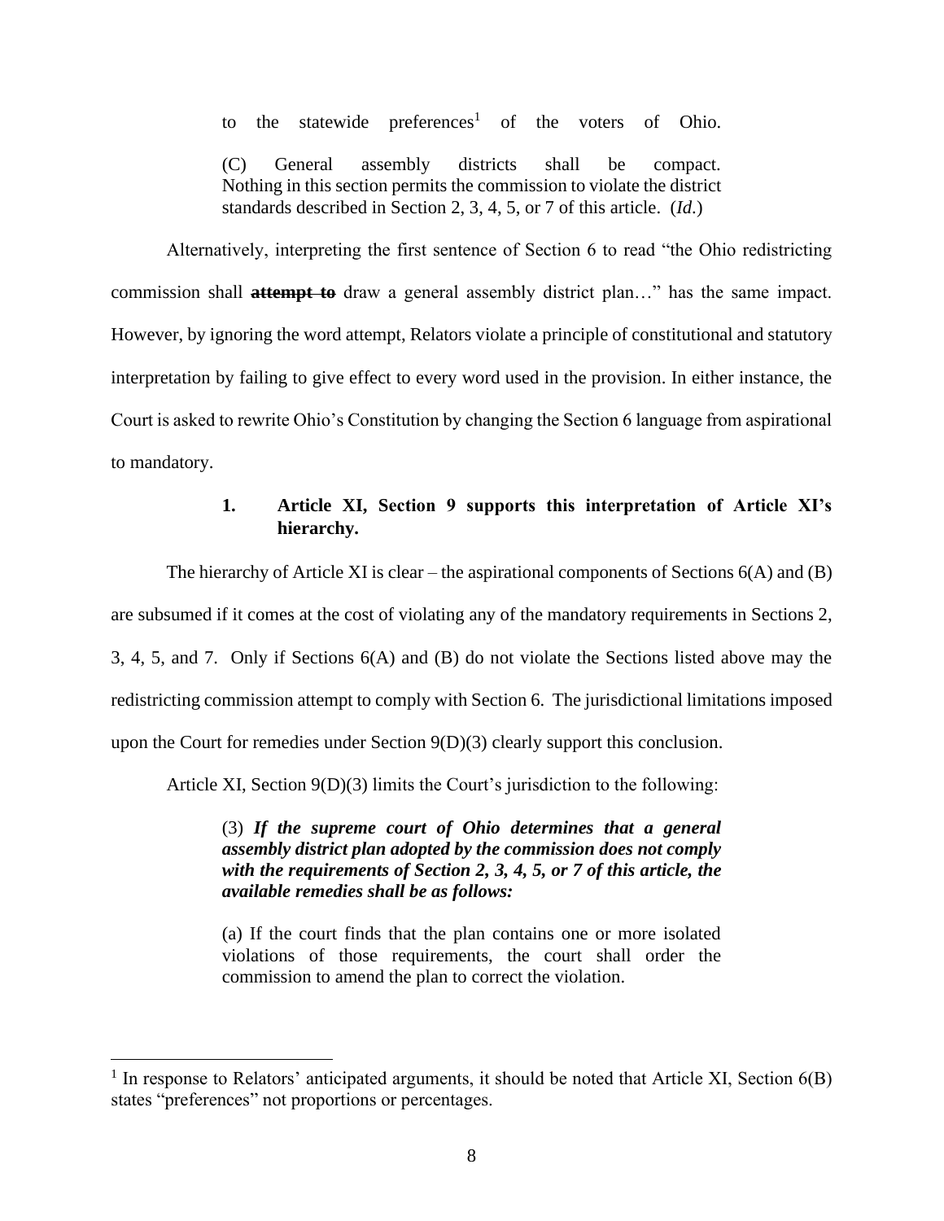> to the statewide preferences[1] of the voters of Ohio.
>
> (C) General assembly districts shall be compact. Nothing in this section permits the commission to violate the district standards described in Section 2, 3, 4, 5, or 7 of this article. (*Id.*)

Alternatively, interpreting the first sentence of Section 6 to read "the Ohio redistricting commission shall ~~**attempt to**~~ draw a general assembly district plan…" has the same impact. However, by ignoring the word attempt, Relators violate a principle of constitutional and statutory interpretation by failing to give effect to every word used in the provision. In either instance, the Court is asked to rewrite Ohio's Constitution by changing the Section 6 language from aspirational to mandatory.

### 1. Article XI, Section 9 supports this interpretation of Article XI's hierarchy.

The hierarchy of Article XI is clear – the aspirational components of Sections 6(A) and (B) are subsumed if it comes at the cost of violating any of the mandatory requirements in Sections 2, 3, 4, 5, and 7. Only if Sections 6(A) and (B) do not violate the Sections listed above may the redistricting commission attempt to comply with Section 6. The jurisdictional limitations imposed upon the Court for remedies under Section 9(D)(3) clearly support this conclusion.

Article XI, Section 9(D)(3) limits the Court's jurisdiction to the following:

> (3) ***If the supreme court of Ohio determines that a general assembly district plan adopted by the commission does not comply with the requirements of Section 2, 3, 4, 5, or 7 of this article, the available remedies shall be as follows:***
>
> (a) If the court finds that the plan contains one or more isolated violations of those requirements, the court shall order the commission to amend the plan to correct the violation.

[1] In response to Relators' anticipated arguments, it should be noted that Article XI, Section 6(B) states "preferences" not proportions or percentages.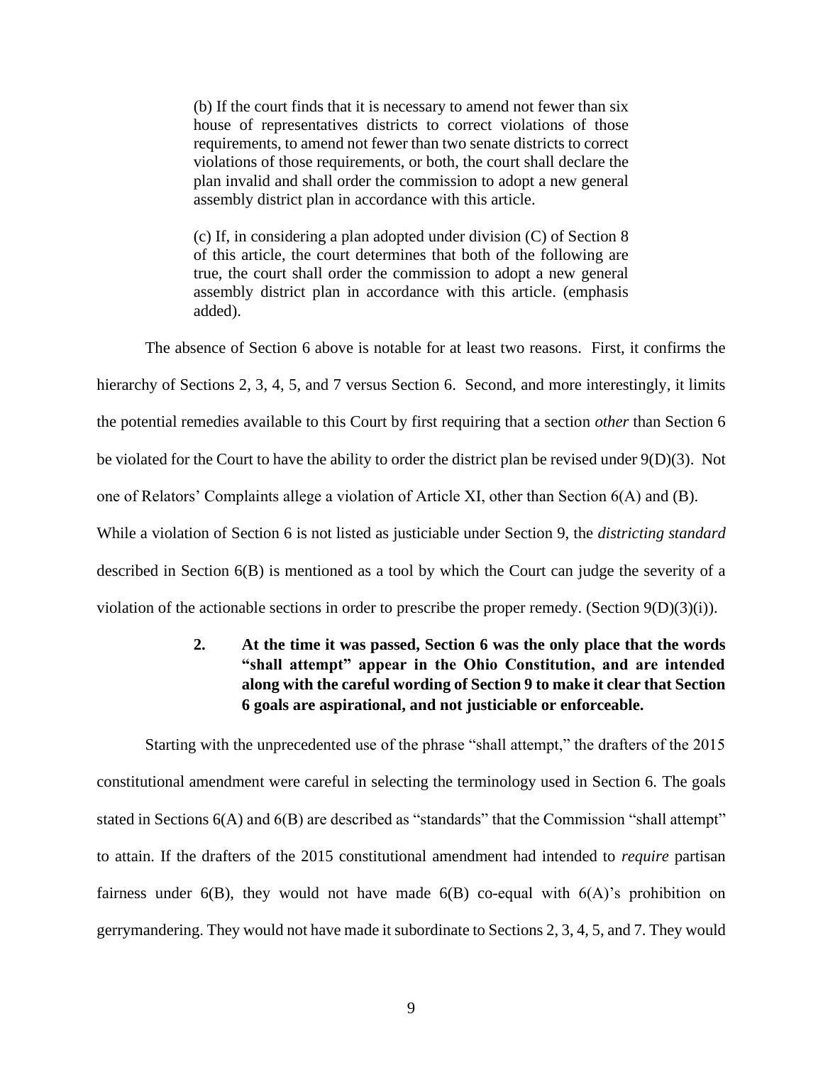> (b) If the court finds that it is necessary to amend not fewer than six house of representatives districts to correct violations of those requirements, to amend not fewer than two senate districts to correct violations of those requirements, or both, the court shall declare the plan invalid and shall order the commission to adopt a new general assembly district plan in accordance with this article.
>
> (c) If, in considering a plan adopted under division (C) of Section 8 of this article, the court determines that both of the following are true, the court shall order the commission to adopt a new general assembly district plan in accordance with this article. (emphasis added).

The absence of Section 6 above is notable for at least two reasons. First, it confirms the hierarchy of Sections 2, 3, 4, 5, and 7 versus Section 6. Second, and more interestingly, it limits the potential remedies available to this Court by first requiring that a section *other* than Section 6 be violated for the Court to have the ability to order the district plan be revised under 9(D)(3). Not one of Relators' Complaints allege a violation of Article XI, other than Section 6(A) and (B). While a violation of Section 6 is not listed as justiciable under Section 9, the *districting standard* described in Section 6(B) is mentioned as a tool by which the Court can judge the severity of a violation of the actionable sections in order to prescribe the proper remedy. (Section 9(D)(3)(i)).

### 2. At the time it was passed, Section 6 was the only place that the words "shall attempt" appear in the Ohio Constitution, and are intended along with the careful wording of Section 9 to make it clear that Section 6 goals are aspirational, and not justiciable or enforceable.

Starting with the unprecedented use of the phrase "shall attempt," the drafters of the 2015 constitutional amendment were careful in selecting the terminology used in Section 6. The goals stated in Sections 6(A) and 6(B) are described as "standards" that the Commission "shall attempt" to attain. If the drafters of the 2015 constitutional amendment had intended to *require* partisan fairness under 6(B), they would not have made 6(B) co-equal with 6(A)'s prohibition on gerrymandering. They would not have made it subordinate to Sections 2, 3, 4, 5, and 7. They would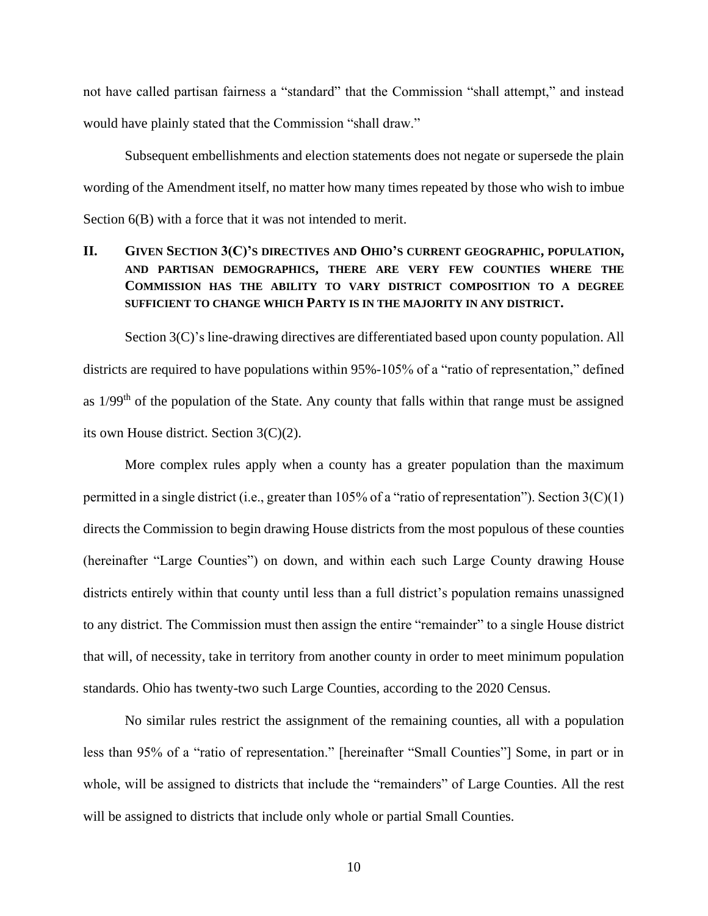not have called partisan fairness a "standard" that the Commission "shall attempt," and instead would have plainly stated that the Commission "shall draw."

Subsequent embellishments and election statements does not negate or supersede the plain wording of the Amendment itself, no matter how many times repeated by those who wish to imbue Section 6(B) with a force that it was not intended to merit.

## II. Given Section 3(C)'s directives and Ohio's current geographic, population, and partisan demographics, there are very few counties where the Commission has the ability to vary district composition to a degree sufficient to change which Party is in the majority in any district.

Section 3(C)'s line-drawing directives are differentiated based upon county population. All districts are required to have populations within 95%-105% of a "ratio of representation," defined as 1/99th of the population of the State. Any county that falls within that range must be assigned its own House district. Section 3(C)(2).

More complex rules apply when a county has a greater population than the maximum permitted in a single district (i.e., greater than 105% of a "ratio of representation"). Section 3(C)(1) directs the Commission to begin drawing House districts from the most populous of these counties (hereinafter "Large Counties") on down, and within each such Large County drawing House districts entirely within that county until less than a full district's population remains unassigned to any district. The Commission must then assign the entire "remainder" to a single House district that will, of necessity, take in territory from another county in order to meet minimum population standards. Ohio has twenty-two such Large Counties, according to the 2020 Census.

No similar rules restrict the assignment of the remaining counties, all with a population less than 95% of a "ratio of representation." [hereinafter "Small Counties"] Some, in part or in whole, will be assigned to districts that include the "remainders" of Large Counties. All the rest will be assigned to districts that include only whole or partial Small Counties.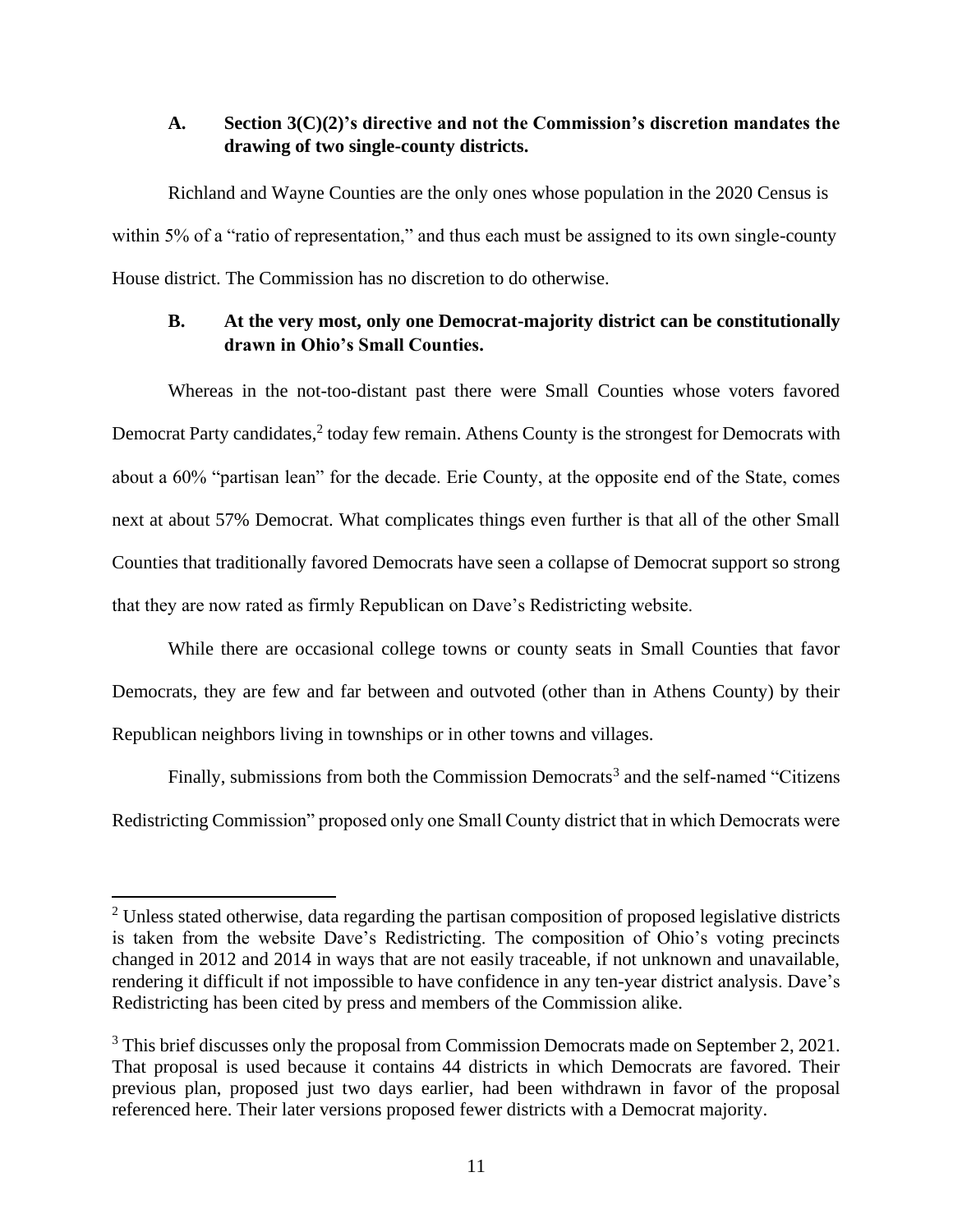### A. Section 3(C)(2)'s directive and not the Commission's discretion mandates the drawing of two single-county districts.

Richland and Wayne Counties are the only ones whose population in the 2020 Census is within 5% of a "ratio of representation," and thus each must be assigned to its own single-county House district. The Commission has no discretion to do otherwise.

### B. At the very most, only one Democrat-majority district can be constitutionally drawn in Ohio's Small Counties.

Whereas in the not-too-distant past there were Small Counties whose voters favored Democrat Party candidates,[2] today few remain. Athens County is the strongest for Democrats with about a 60% "partisan lean" for the decade. Erie County, at the opposite end of the State, comes next at about 57% Democrat. What complicates things even further is that all of the other Small Counties that traditionally favored Democrats have seen a collapse of Democrat support so strong that they are now rated as firmly Republican on Dave's Redistricting website.

While there are occasional college towns or county seats in Small Counties that favor Democrats, they are few and far between and outvoted (other than in Athens County) by their Republican neighbors living in townships or in other towns and villages.

Finally, submissions from both the Commission Democrats[3] and the self-named "Citizens Redistricting Commission" proposed only one Small County district that in which Democrats were

---

[2] Unless stated otherwise, data regarding the partisan composition of proposed legislative districts is taken from the website Dave's Redistricting. The composition of Ohio's voting precincts changed in 2012 and 2014 in ways that are not easily traceable, if not unknown and unavailable, rendering it difficult if not impossible to have confidence in any ten-year district analysis. Dave's Redistricting has been cited by press and members of the Commission alike.

[3] This brief discusses only the proposal from Commission Democrats made on September 2, 2021. That proposal is used because it contains 44 districts in which Democrats are favored. Their previous plan, proposed just two days earlier, had been withdrawn in favor of the proposal referenced here. Their later versions proposed fewer districts with a Democrat majority.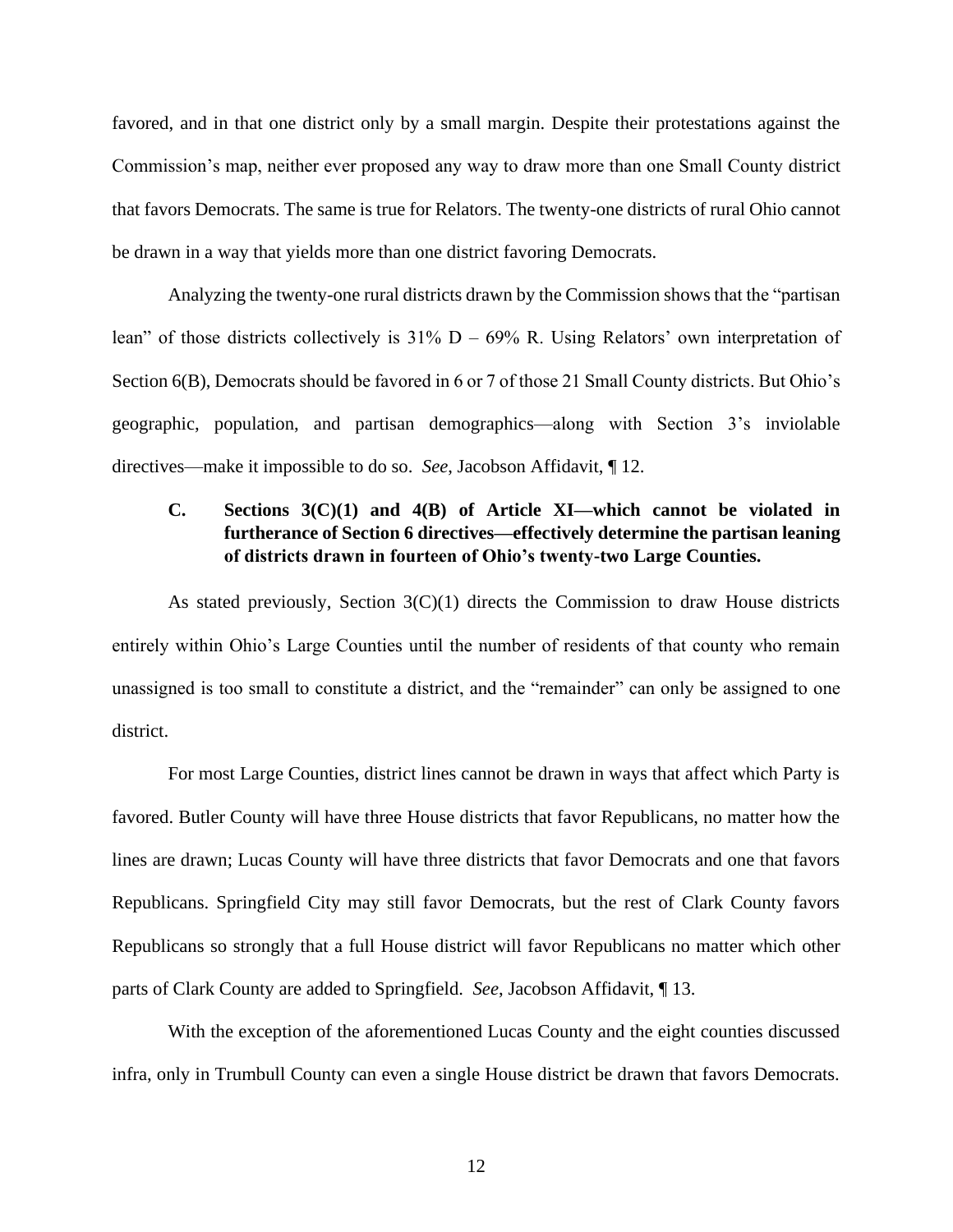favored, and in that one district only by a small margin. Despite their protestations against the Commission's map, neither ever proposed any way to draw more than one Small County district that favors Democrats. The same is true for Relators. The twenty-one districts of rural Ohio cannot be drawn in a way that yields more than one district favoring Democrats.

Analyzing the twenty-one rural districts drawn by the Commission shows that the "partisan lean" of those districts collectively is 31% D – 69% R. Using Relators' own interpretation of Section 6(B), Democrats should be favored in 6 or 7 of those 21 Small County districts. But Ohio's geographic, population, and partisan demographics—along with Section 3's inviolable directives—make it impossible to do so. *See*, Jacobson Affidavit, ¶ 12.

### C. Sections 3(C)(1) and 4(B) of Article XI—which cannot be violated in furtherance of Section 6 directives—effectively determine the partisan leaning of districts drawn in fourteen of Ohio's twenty-two Large Counties.

As stated previously, Section 3(C)(1) directs the Commission to draw House districts entirely within Ohio's Large Counties until the number of residents of that county who remain unassigned is too small to constitute a district, and the "remainder" can only be assigned to one district.

For most Large Counties, district lines cannot be drawn in ways that affect which Party is favored. Butler County will have three House districts that favor Republicans, no matter how the lines are drawn; Lucas County will have three districts that favor Democrats and one that favors Republicans. Springfield City may still favor Democrats, but the rest of Clark County favors Republicans so strongly that a full House district will favor Republicans no matter which other parts of Clark County are added to Springfield. *See*, Jacobson Affidavit, ¶ 13.

With the exception of the aforementioned Lucas County and the eight counties discussed infra, only in Trumbull County can even a single House district be drawn that favors Democrats.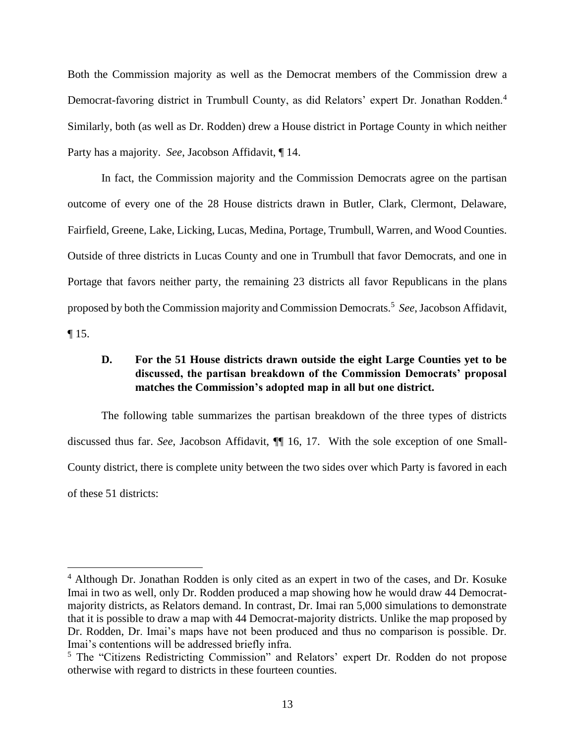Both the Commission majority as well as the Democrat members of the Commission drew a Democrat-favoring district in Trumbull County, as did Relators' expert Dr. Jonathan Rodden.[4] Similarly, both (as well as Dr. Rodden) drew a House district in Portage County in which neither Party has a majority. *See*, Jacobson Affidavit, ¶ 14.

In fact, the Commission majority and the Commission Democrats agree on the partisan outcome of every one of the 28 House districts drawn in Butler, Clark, Clermont, Delaware, Fairfield, Greene, Lake, Licking, Lucas, Medina, Portage, Trumbull, Warren, and Wood Counties. Outside of three districts in Lucas County and one in Trumbull that favor Democrats, and one in Portage that favors neither party, the remaining 23 districts all favor Republicans in the plans proposed by both the Commission majority and Commission Democrats.[5] *See*, Jacobson Affidavit, ¶ 15.

### D. For the 51 House districts drawn outside the eight Large Counties yet to be discussed, the partisan breakdown of the Commission Democrats' proposal matches the Commission's adopted map in all but one district.

The following table summarizes the partisan breakdown of the three types of districts discussed thus far. *See*, Jacobson Affidavit, ¶¶ 16, 17. With the sole exception of one Small-County district, there is complete unity between the two sides over which Party is favored in each of these 51 districts:

---

[4] Although Dr. Jonathan Rodden is only cited as an expert in two of the cases, and Dr. Kosuke Imai in two as well, only Dr. Rodden produced a map showing how he would draw 44 Democrat-majority districts, as Relators demand. In contrast, Dr. Imai ran 5,000 simulations to demonstrate that it is possible to draw a map with 44 Democrat-majority districts. Unlike the map proposed by Dr. Rodden, Dr. Imai's maps have not been produced and thus no comparison is possible. Dr. Imai's contentions will be addressed briefly infra.

[5] The "Citizens Redistricting Commission" and Relators' expert Dr. Rodden do not propose otherwise with regard to districts in these fourteen counties.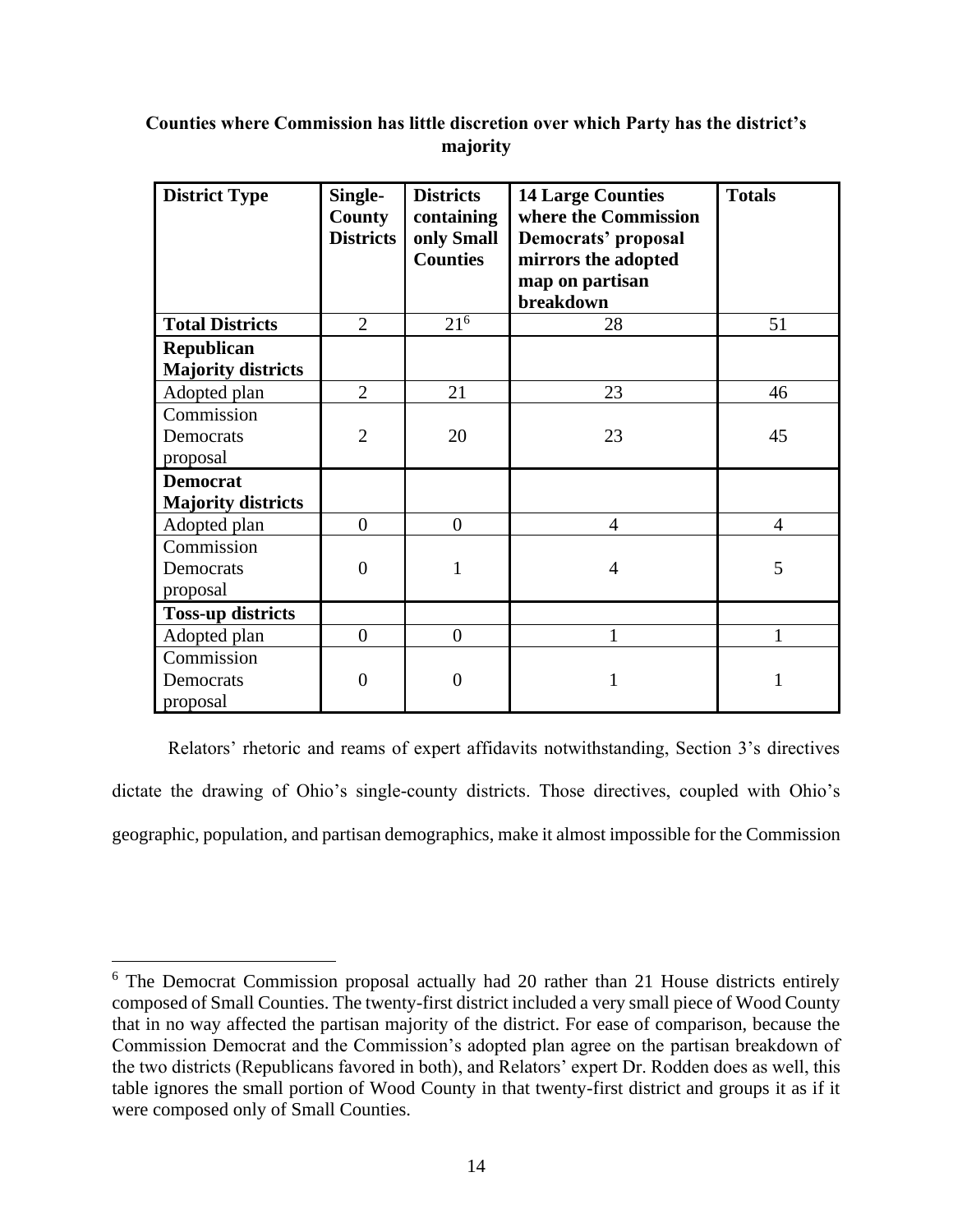**Counties where Commission has little discretion over which Party has the district's majority**

| District Type | Single-County Districts | Districts containing only Small Counties | 14 Large Counties where the Commission Democrats' proposal mirrors the adopted map on partisan breakdown | Totals |
|---|---|---|---|---|
| **Total Districts** | 2 | 21[6] | 28 | 51 |
| **Republican Majority districts** | | | | |
| Adopted plan | 2 | 21 | 23 | 46 |
| Commission Democrats proposal | 2 | 20 | 23 | 45 |
| **Democrat Majority districts** | | | | |
| Adopted plan | 0 | 0 | 4 | 4 |
| Commission Democrats proposal | 0 | 1 | 4 | 5 |
| **Toss-up districts** | | | | |
| Adopted plan | 0 | 0 | 1 | 1 |
| Commission Democrats proposal | 0 | 0 | 1 | 1 |

Relators' rhetoric and reams of expert affidavits notwithstanding, Section 3's directives dictate the drawing of Ohio's single-county districts. Those directives, coupled with Ohio's geographic, population, and partisan demographics, make it almost impossible for the Commission

[6] The Democrat Commission proposal actually had 20 rather than 21 House districts entirely composed of Small Counties. The twenty-first district included a very small piece of Wood County that in no way affected the partisan majority of the district. For ease of comparison, because the Commission Democrat and the Commission's adopted plan agree on the partisan breakdown of the two districts (Republicans favored in both), and Relators' expert Dr. Rodden does as well, this table ignores the small portion of Wood County in that twenty-first district and groups it as if it were composed only of Small Counties.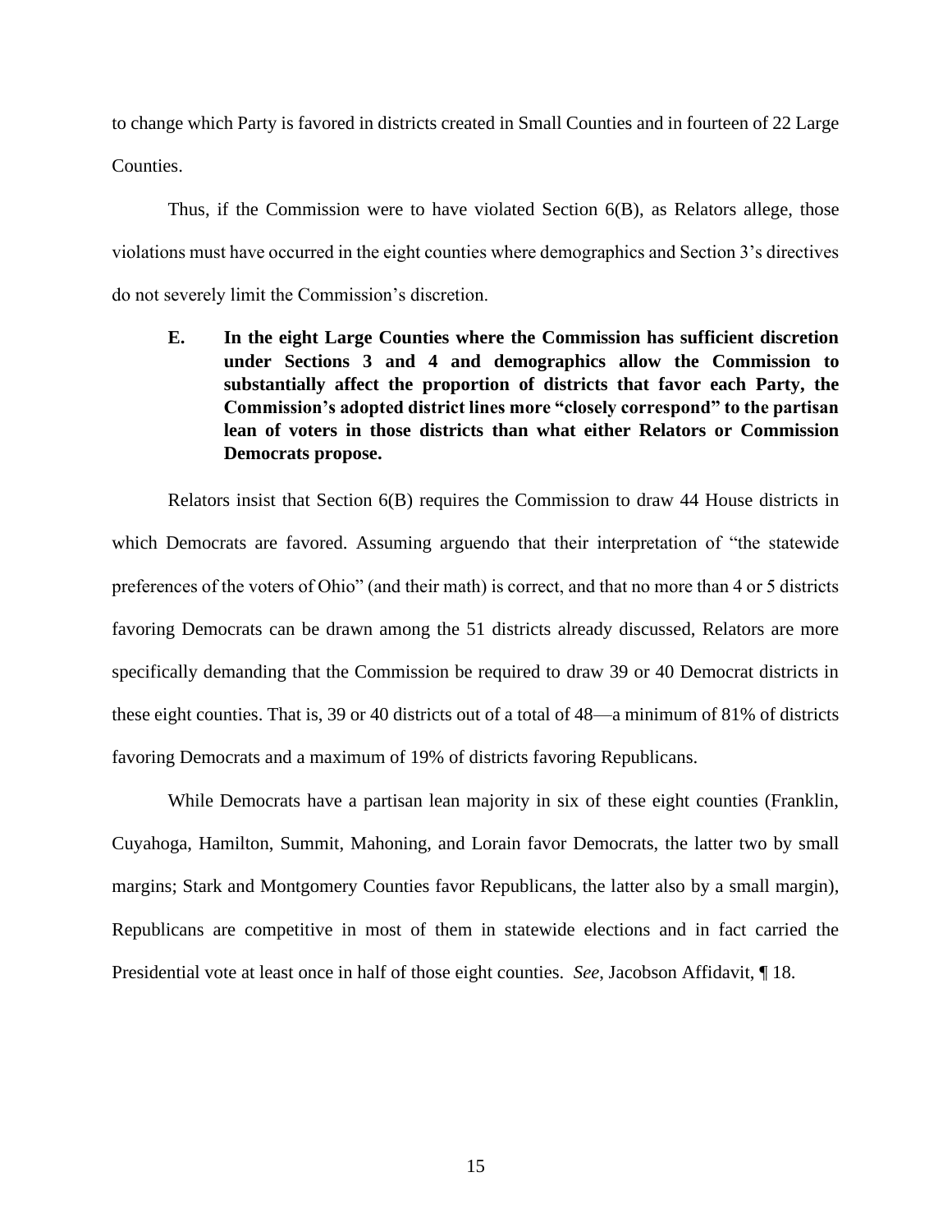to change which Party is favored in districts created in Small Counties and in fourteen of 22 Large Counties.

Thus, if the Commission were to have violated Section 6(B), as Relators allege, those violations must have occurred in the eight counties where demographics and Section 3's directives do not severely limit the Commission's discretion.

**E. In the eight Large Counties where the Commission has sufficient discretion under Sections 3 and 4 and demographics allow the Commission to substantially affect the proportion of districts that favor each Party, the Commission's adopted district lines more "closely correspond" to the partisan lean of voters in those districts than what either Relators or Commission Democrats propose.**

Relators insist that Section 6(B) requires the Commission to draw 44 House districts in which Democrats are favored. Assuming arguendo that their interpretation of "the statewide preferences of the voters of Ohio" (and their math) is correct, and that no more than 4 or 5 districts favoring Democrats can be drawn among the 51 districts already discussed, Relators are more specifically demanding that the Commission be required to draw 39 or 40 Democrat districts in these eight counties. That is, 39 or 40 districts out of a total of 48—a minimum of 81% of districts favoring Democrats and a maximum of 19% of districts favoring Republicans.

While Democrats have a partisan lean majority in six of these eight counties (Franklin, Cuyahoga, Hamilton, Summit, Mahoning, and Lorain favor Democrats, the latter two by small margins; Stark and Montgomery Counties favor Republicans, the latter also by a small margin), Republicans are competitive in most of them in statewide elections and in fact carried the Presidential vote at least once in half of those eight counties. *See*, Jacobson Affidavit, ¶ 18.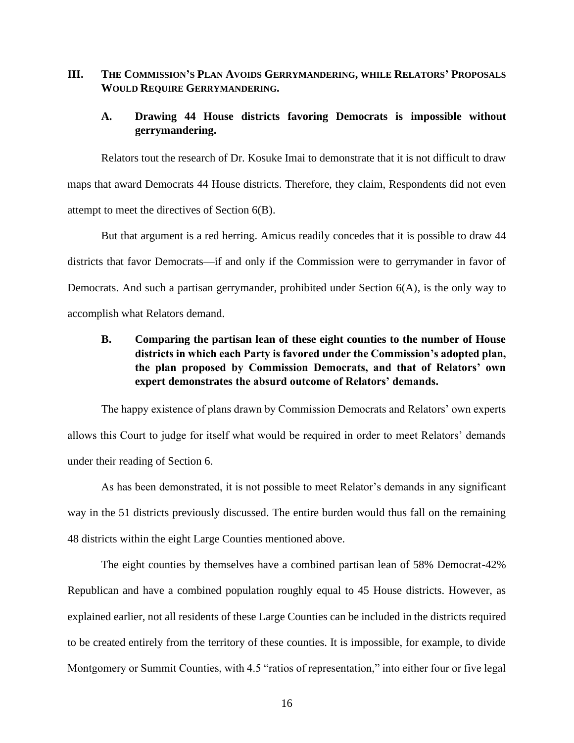## III. The Commission's Plan Avoids Gerrymandering, while Relators' Proposals Would Require Gerrymandering.

### A. Drawing 44 House districts favoring Democrats is impossible without gerrymandering.

Relators tout the research of Dr. Kosuke Imai to demonstrate that it is not difficult to draw maps that award Democrats 44 House districts. Therefore, they claim, Respondents did not even attempt to meet the directives of Section 6(B).

But that argument is a red herring. Amicus readily concedes that it is possible to draw 44 districts that favor Democrats—if and only if the Commission were to gerrymander in favor of Democrats. And such a partisan gerrymander, prohibited under Section 6(A), is the only way to accomplish what Relators demand.

### B. Comparing the partisan lean of these eight counties to the number of House districts in which each Party is favored under the Commission's adopted plan, the plan proposed by Commission Democrats, and that of Relators' own expert demonstrates the absurd outcome of Relators' demands.

The happy existence of plans drawn by Commission Democrats and Relators' own experts allows this Court to judge for itself what would be required in order to meet Relators' demands under their reading of Section 6.

As has been demonstrated, it is not possible to meet Relator's demands in any significant way in the 51 districts previously discussed. The entire burden would thus fall on the remaining 48 districts within the eight Large Counties mentioned above.

The eight counties by themselves have a combined partisan lean of 58% Democrat-42% Republican and have a combined population roughly equal to 45 House districts. However, as explained earlier, not all residents of these Large Counties can be included in the districts required to be created entirely from the territory of these counties. It is impossible, for example, to divide Montgomery or Summit Counties, with 4.5 "ratios of representation," into either four or five legal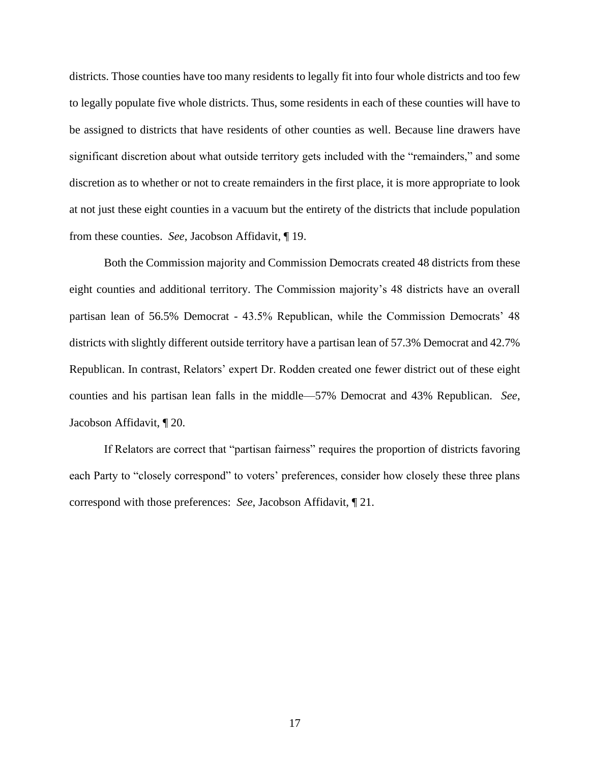districts. Those counties have too many residents to legally fit into four whole districts and too few to legally populate five whole districts. Thus, some residents in each of these counties will have to be assigned to districts that have residents of other counties as well. Because line drawers have significant discretion about what outside territory gets included with the "remainders," and some discretion as to whether or not to create remainders in the first place, it is more appropriate to look at not just these eight counties in a vacuum but the entirety of the districts that include population from these counties. *See*, Jacobson Affidavit, ¶ 19.

Both the Commission majority and Commission Democrats created 48 districts from these eight counties and additional territory. The Commission majority's 48 districts have an overall partisan lean of 56.5% Democrat - 43.5% Republican, while the Commission Democrats' 48 districts with slightly different outside territory have a partisan lean of 57.3% Democrat and 42.7% Republican. In contrast, Relators' expert Dr. Rodden created one fewer district out of these eight counties and his partisan lean falls in the middle—57% Democrat and 43% Republican. *See*, Jacobson Affidavit, ¶ 20.

If Relators are correct that "partisan fairness" requires the proportion of districts favoring each Party to "closely correspond" to voters' preferences, consider how closely these three plans correspond with those preferences: *See*, Jacobson Affidavit, ¶ 21.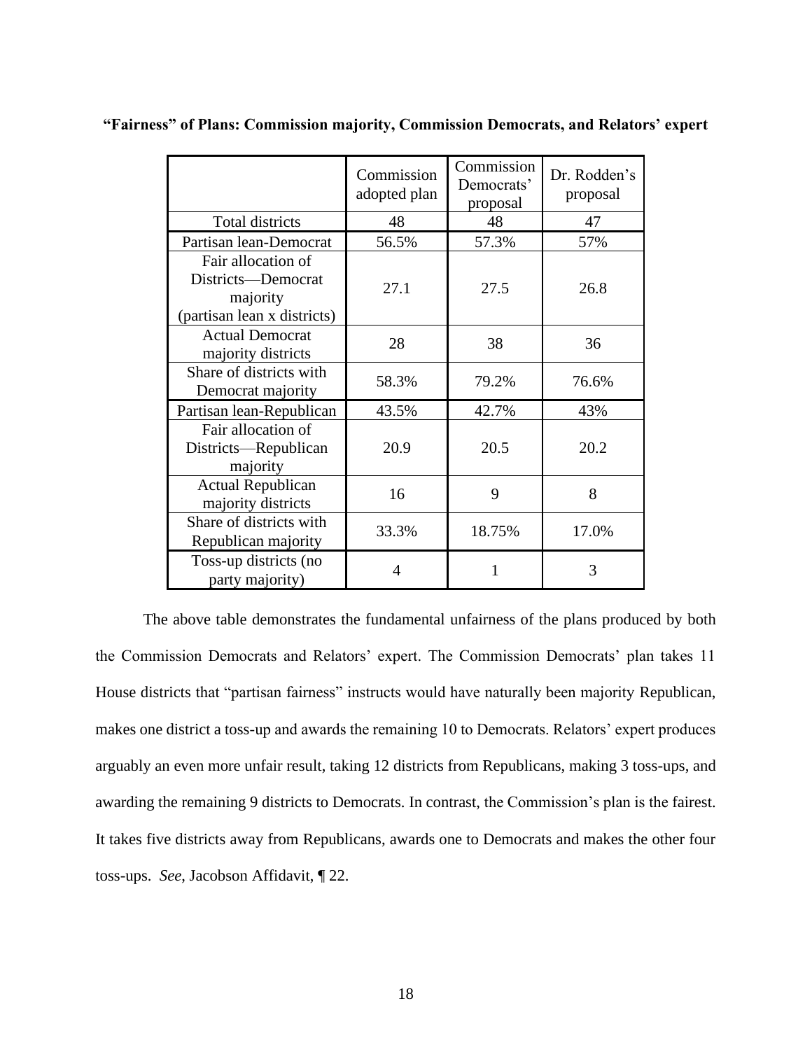**“Fairness” of Plans: Commission majority, Commission Democrats, and Relators’ expert**

| | Commission adopted plan | Commission Democrats’ proposal | Dr. Rodden’s proposal |
|---|---|---|---|
| Total districts | 48 | 48 | 47 |
| Partisan lean-Democrat | 56.5% | 57.3% | 57% |
| Fair allocation of Districts—Democrat majority (partisan lean x districts) | 27.1 | 27.5 | 26.8 |
| Actual Democrat majority districts | 28 | 38 | 36 |
| Share of districts with Democrat majority | 58.3% | 79.2% | 76.6% |
| Partisan lean-Republican | 43.5% | 42.7% | 43% |
| Fair allocation of Districts—Republican majority | 20.9 | 20.5 | 20.2 |
| Actual Republican majority districts | 16 | 9 | 8 |
| Share of districts with Republican majority | 33.3% | 18.75% | 17.0% |
| Toss-up districts (no party majority) | 4 | 1 | 3 |

The above table demonstrates the fundamental unfairness of the plans produced by both the Commission Democrats and Relators’ expert. The Commission Democrats’ plan takes 11 House districts that “partisan fairness” instructs would have naturally been majority Republican, makes one district a toss-up and awards the remaining 10 to Democrats. Relators’ expert produces arguably an even more unfair result, taking 12 districts from Republicans, making 3 toss-ups, and awarding the remaining 9 districts to Democrats. In contrast, the Commission’s plan is the fairest. It takes five districts away from Republicans, awards one to Democrats and makes the other four toss-ups. *See*, Jacobson Affidavit, ¶ 22.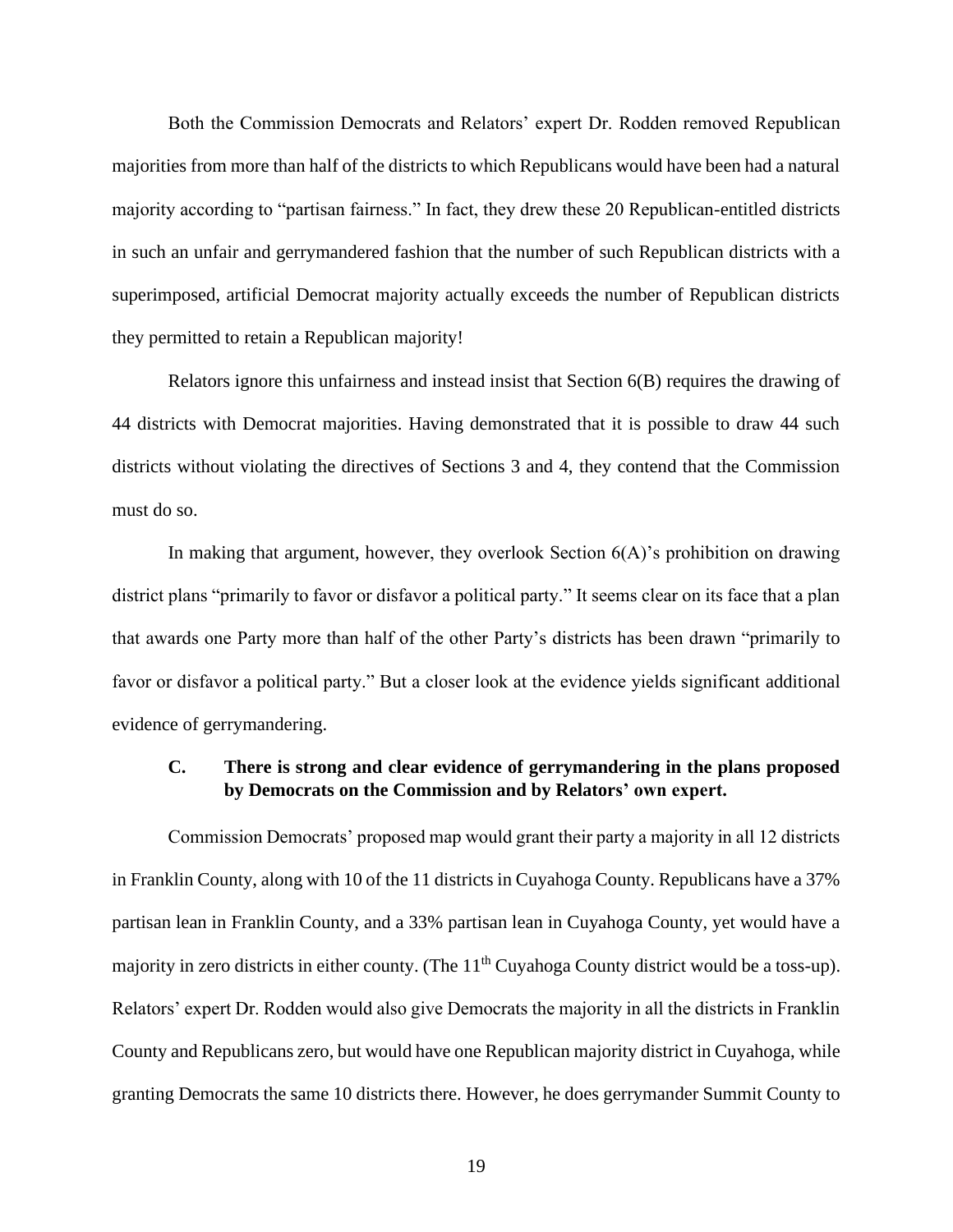Both the Commission Democrats and Relators' expert Dr. Rodden removed Republican majorities from more than half of the districts to which Republicans would have been had a natural majority according to "partisan fairness." In fact, they drew these 20 Republican-entitled districts in such an unfair and gerrymandered fashion that the number of such Republican districts with a superimposed, artificial Democrat majority actually exceeds the number of Republican districts they permitted to retain a Republican majority!

Relators ignore this unfairness and instead insist that Section 6(B) requires the drawing of 44 districts with Democrat majorities. Having demonstrated that it is possible to draw 44 such districts without violating the directives of Sections 3 and 4, they contend that the Commission must do so.

In making that argument, however, they overlook Section 6(A)'s prohibition on drawing district plans "primarily to favor or disfavor a political party." It seems clear on its face that a plan that awards one Party more than half of the other Party's districts has been drawn "primarily to favor or disfavor a political party." But a closer look at the evidence yields significant additional evidence of gerrymandering.

### C. There is strong and clear evidence of gerrymandering in the plans proposed by Democrats on the Commission and by Relators' own expert.

Commission Democrats' proposed map would grant their party a majority in all 12 districts in Franklin County, along with 10 of the 11 districts in Cuyahoga County. Republicans have a 37% partisan lean in Franklin County, and a 33% partisan lean in Cuyahoga County, yet would have a majority in zero districts in either county. (The 11th Cuyahoga County district would be a toss-up). Relators' expert Dr. Rodden would also give Democrats the majority in all the districts in Franklin County and Republicans zero, but would have one Republican majority district in Cuyahoga, while granting Democrats the same 10 districts there. However, he does gerrymander Summit County to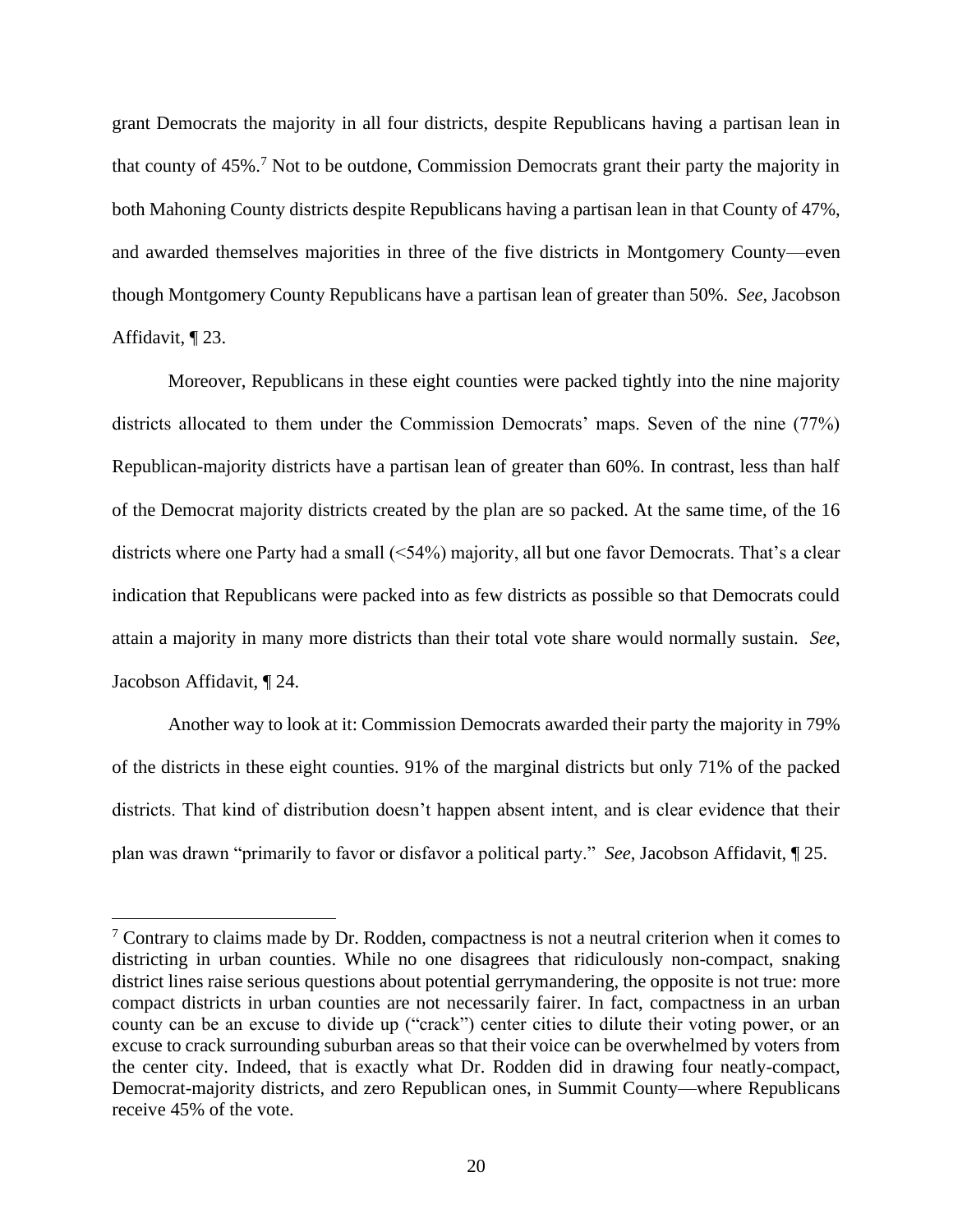grant Democrats the majority in all four districts, despite Republicans having a partisan lean in that county of 45%.[7] Not to be outdone, Commission Democrats grant their party the majority in both Mahoning County districts despite Republicans having a partisan lean in that County of 47%, and awarded themselves majorities in three of the five districts in Montgomery County—even though Montgomery County Republicans have a partisan lean of greater than 50%. *See*, Jacobson Affidavit, ¶ 23.

Moreover, Republicans in these eight counties were packed tightly into the nine majority districts allocated to them under the Commission Democrats' maps. Seven of the nine (77%) Republican-majority districts have a partisan lean of greater than 60%. In contrast, less than half of the Democrat majority districts created by the plan are so packed. At the same time, of the 16 districts where one Party had a small (<54%) majority, all but one favor Democrats. That's a clear indication that Republicans were packed into as few districts as possible so that Democrats could attain a majority in many more districts than their total vote share would normally sustain. *See*, Jacobson Affidavit, ¶ 24.

Another way to look at it: Commission Democrats awarded their party the majority in 79% of the districts in these eight counties. 91% of the marginal districts but only 71% of the packed districts. That kind of distribution doesn't happen absent intent, and is clear evidence that their plan was drawn "primarily to favor or disfavor a political party." *See*, Jacobson Affidavit, ¶ 25.

---

[7] Contrary to claims made by Dr. Rodden, compactness is not a neutral criterion when it comes to districting in urban counties. While no one disagrees that ridiculously non-compact, snaking district lines raise serious questions about potential gerrymandering, the opposite is not true: more compact districts in urban counties are not necessarily fairer. In fact, compactness in an urban county can be an excuse to divide up ("crack") center cities to dilute their voting power, or an excuse to crack surrounding suburban areas so that their voice can be overwhelmed by voters from the center city. Indeed, that is exactly what Dr. Rodden did in drawing four neatly-compact, Democrat-majority districts, and zero Republican ones, in Summit County—where Republicans receive 45% of the vote.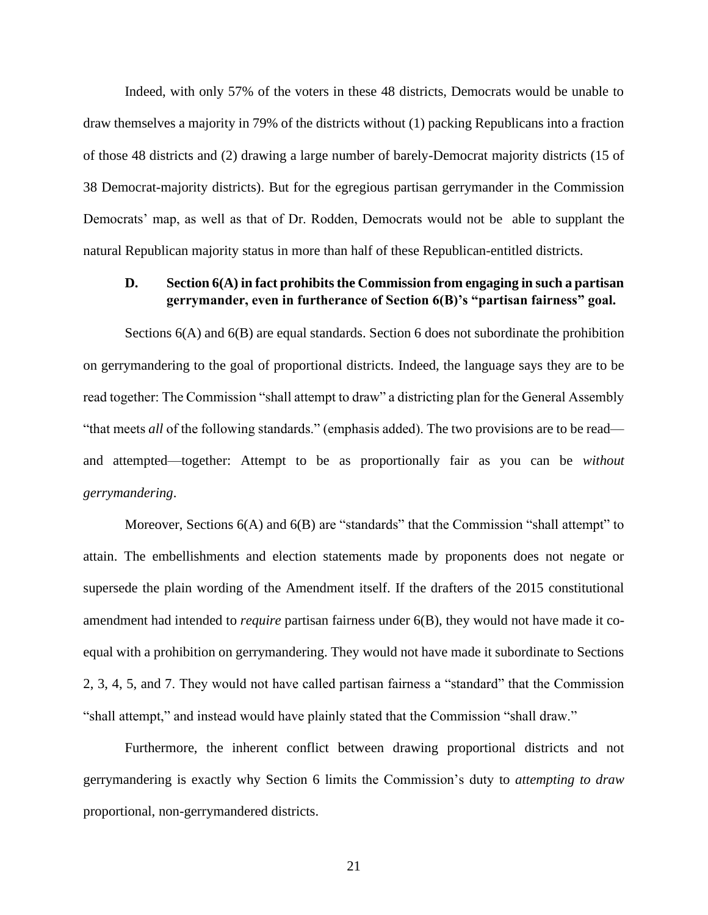Indeed, with only 57% of the voters in these 48 districts, Democrats would be unable to draw themselves a majority in 79% of the districts without (1) packing Republicans into a fraction of those 48 districts and (2) drawing a large number of barely-Democrat majority districts (15 of 38 Democrat-majority districts). But for the egregious partisan gerrymander in the Commission Democrats' map, as well as that of Dr. Rodden, Democrats would not be able to supplant the natural Republican majority status in more than half of these Republican-entitled districts.

### D. Section 6(A) in fact prohibits the Commission from engaging in such a partisan gerrymander, even in furtherance of Section 6(B)'s "partisan fairness" goal.

Sections 6(A) and 6(B) are equal standards. Section 6 does not subordinate the prohibition on gerrymandering to the goal of proportional districts. Indeed, the language says they are to be read together: The Commission "shall attempt to draw" a districting plan for the General Assembly "that meets *all* of the following standards." (emphasis added). The two provisions are to be read—and attempted—together: Attempt to be as proportionally fair as you can be *without gerrymandering*.

Moreover, Sections 6(A) and 6(B) are "standards" that the Commission "shall attempt" to attain. The embellishments and election statements made by proponents does not negate or supersede the plain wording of the Amendment itself. If the drafters of the 2015 constitutional amendment had intended to *require* partisan fairness under 6(B), they would not have made it co-equal with a prohibition on gerrymandering. They would not have made it subordinate to Sections 2, 3, 4, 5, and 7. They would not have called partisan fairness a "standard" that the Commission "shall attempt," and instead would have plainly stated that the Commission "shall draw."

Furthermore, the inherent conflict between drawing proportional districts and not gerrymandering is exactly why Section 6 limits the Commission's duty to *attempting to draw* proportional, non-gerrymandered districts.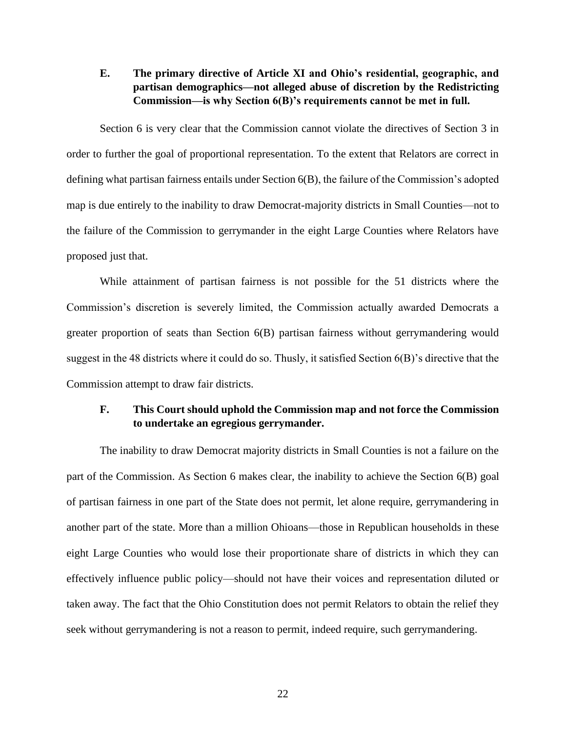### E. The primary directive of Article XI and Ohio's residential, geographic, and partisan demographics—not alleged abuse of discretion by the Redistricting Commission—is why Section 6(B)'s requirements cannot be met in full.

Section 6 is very clear that the Commission cannot violate the directives of Section 3 in order to further the goal of proportional representation. To the extent that Relators are correct in defining what partisan fairness entails under Section 6(B), the failure of the Commission's adopted map is due entirely to the inability to draw Democrat-majority districts in Small Counties—not to the failure of the Commission to gerrymander in the eight Large Counties where Relators have proposed just that.

While attainment of partisan fairness is not possible for the 51 districts where the Commission's discretion is severely limited, the Commission actually awarded Democrats a greater proportion of seats than Section 6(B) partisan fairness without gerrymandering would suggest in the 48 districts where it could do so. Thusly, it satisfied Section 6(B)'s directive that the Commission attempt to draw fair districts.

### F. This Court should uphold the Commission map and not force the Commission to undertake an egregious gerrymander.

The inability to draw Democrat majority districts in Small Counties is not a failure on the part of the Commission. As Section 6 makes clear, the inability to achieve the Section 6(B) goal of partisan fairness in one part of the State does not permit, let alone require, gerrymandering in another part of the state. More than a million Ohioans—those in Republican households in these eight Large Counties who would lose their proportionate share of districts in which they can effectively influence public policy—should not have their voices and representation diluted or taken away. The fact that the Ohio Constitution does not permit Relators to obtain the relief they seek without gerrymandering is not a reason to permit, indeed require, such gerrymandering.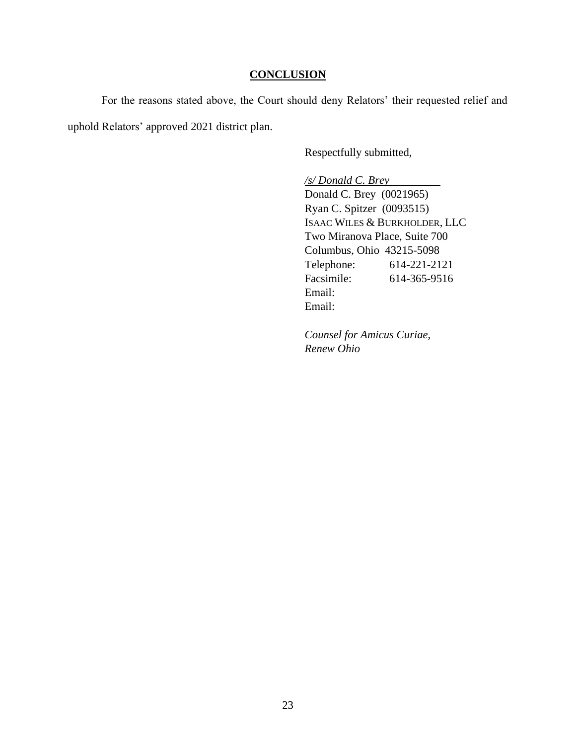## CONCLUSION

For the reasons stated above, the Court should deny Relators' their requested relief and uphold Relators' approved 2021 district plan.

Respectfully submitted,

*/s/ Donald C. Brey*
Donald C. Brey (0021965)
Ryan C. Spitzer (0093515)
ISAAC WILES & BURKHOLDER, LLC
Two Miranova Place, Suite 700
Columbus, Ohio 43215-5098
Telephone: 614-221-2121
Facsimile: 614-365-9516
Email:
Email:

*Counsel for Amicus Curiae, Renew Ohio*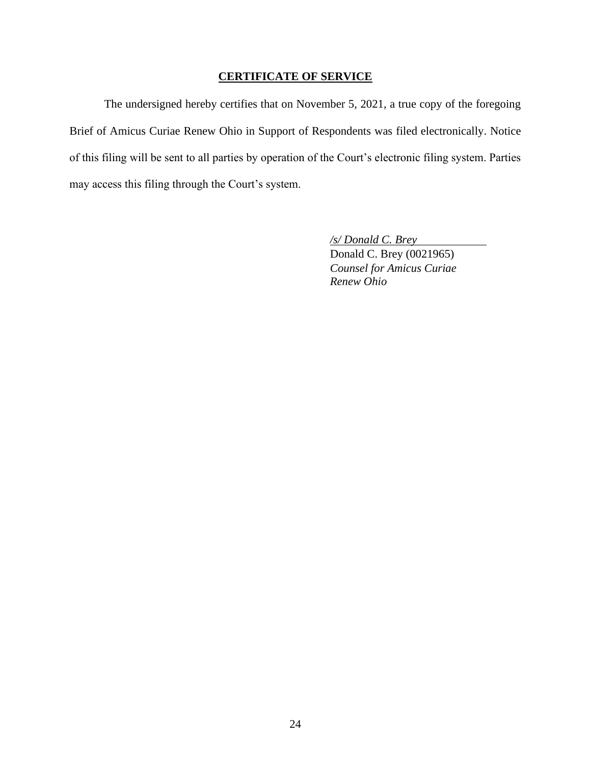## **CERTIFICATE OF SERVICE**

The undersigned hereby certifies that on November 5, 2021, a true copy of the foregoing Brief of Amicus Curiae Renew Ohio in Support of Respondents was filed electronically. Notice of this filing will be sent to all parties by operation of the Court's electronic filing system. Parties may access this filing through the Court's system.

*/s/ Donald C. Brey*
Donald C. Brey (0021965)
*Counsel for Amicus Curiae*
*Renew Ohio*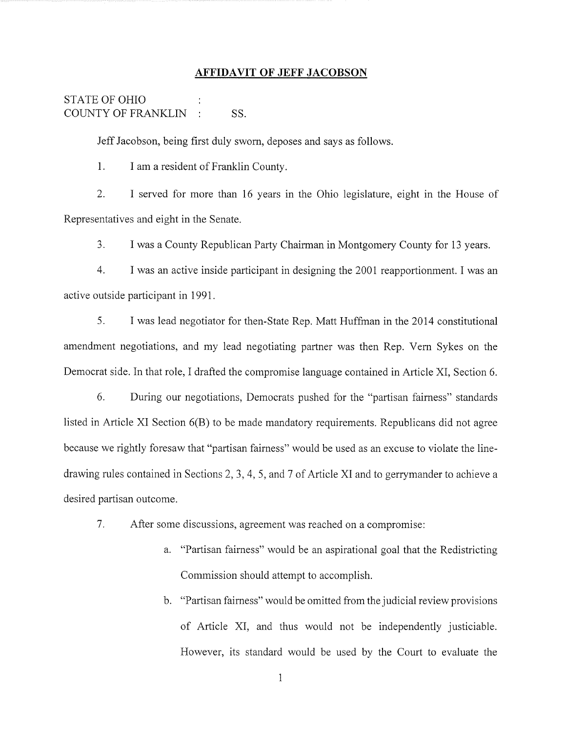## AFFIDAVIT OF JEFF JACOBSON

STATE OF OHIO :
COUNTY OF FRANKLIN : SS.

Jeff Jacobson, being first duly sworn, deposes and says as follows.

1. I am a resident of Franklin County.

2. I served for more than 16 years in the Ohio legislature, eight in the House of Representatives and eight in the Senate.

3. I was a County Republican Party Chairman in Montgomery County for 13 years.

4. I was an active inside participant in designing the 2001 reapportionment. I was an active outside participant in 1991.

5. I was lead negotiator for then-State Rep. Matt Huffman in the 2014 constitutional amendment negotiations, and my lead negotiating partner was then Rep. Vern Sykes on the Democrat side. In that role, I drafted the compromise language contained in Article XI, Section 6.

6. During our negotiations, Democrats pushed for the "partisan fairness" standards listed in Article XI Section 6(B) to be made mandatory requirements. Republicans did not agree because we rightly foresaw that "partisan fairness" would be used as an excuse to violate the line-drawing rules contained in Sections 2, 3, 4, 5, and 7 of Article XI and to gerrymander to achieve a desired partisan outcome.

7. After some discussions, agreement was reached on a compromise:

   a. "Partisan fairness" would be an aspirational goal that the Redistricting Commission should attempt to accomplish.

   b. "Partisan fairness" would be omitted from the judicial review provisions of Article XI, and thus would not be independently justiciable. However, its standard would be used by the Court to evaluate the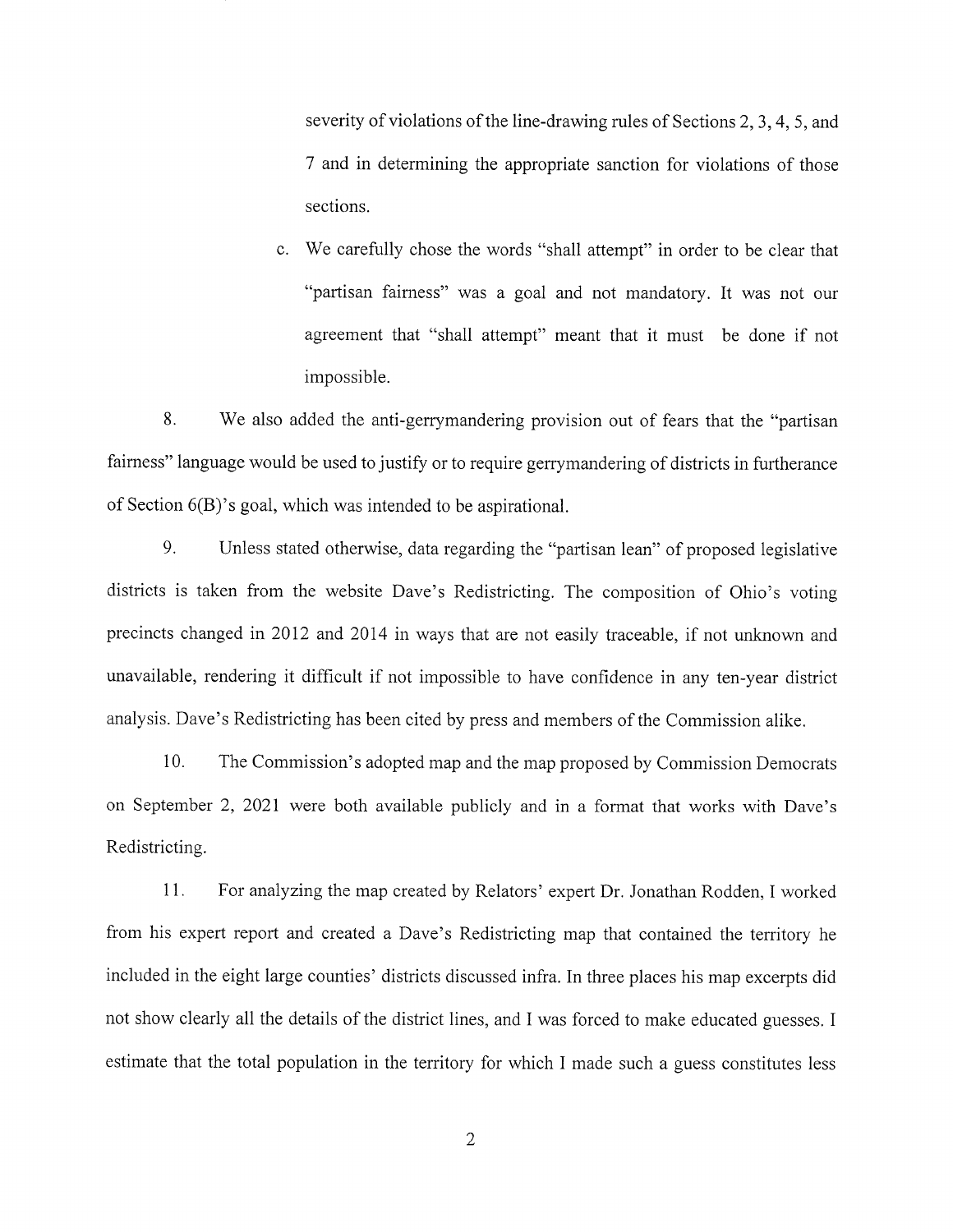severity of violations of the line-drawing rules of Sections 2, 3, 4, 5, and 7 and in determining the appropriate sanction for violations of those sections.

c. We carefully chose the words "shall attempt" in order to be clear that "partisan fairness" was a goal and not mandatory. It was not our agreement that "shall attempt" meant that it must be done if not impossible.

8. We also added the anti-gerrymandering provision out of fears that the "partisan fairness" language would be used to justify or to require gerrymandering of districts in furtherance of Section 6(B)'s goal, which was intended to be aspirational.

9. Unless stated otherwise, data regarding the "partisan lean" of proposed legislative districts is taken from the website Dave's Redistricting. The composition of Ohio's voting precincts changed in 2012 and 2014 in ways that are not easily traceable, if not unknown and unavailable, rendering it difficult if not impossible to have confidence in any ten-year district analysis. Dave's Redistricting has been cited by press and members of the Commission alike.

10. The Commission's adopted map and the map proposed by Commission Democrats on September 2, 2021 were both available publicly and in a format that works with Dave's Redistricting.

11. For analyzing the map created by Relators' expert Dr. Jonathan Rodden, I worked from his expert report and created a Dave's Redistricting map that contained the territory he included in the eight large counties' districts discussed infra. In three places his map excerpts did not show clearly all the details of the district lines, and I was forced to make educated guesses. I estimate that the total population in the territory for which I made such a guess constitutes less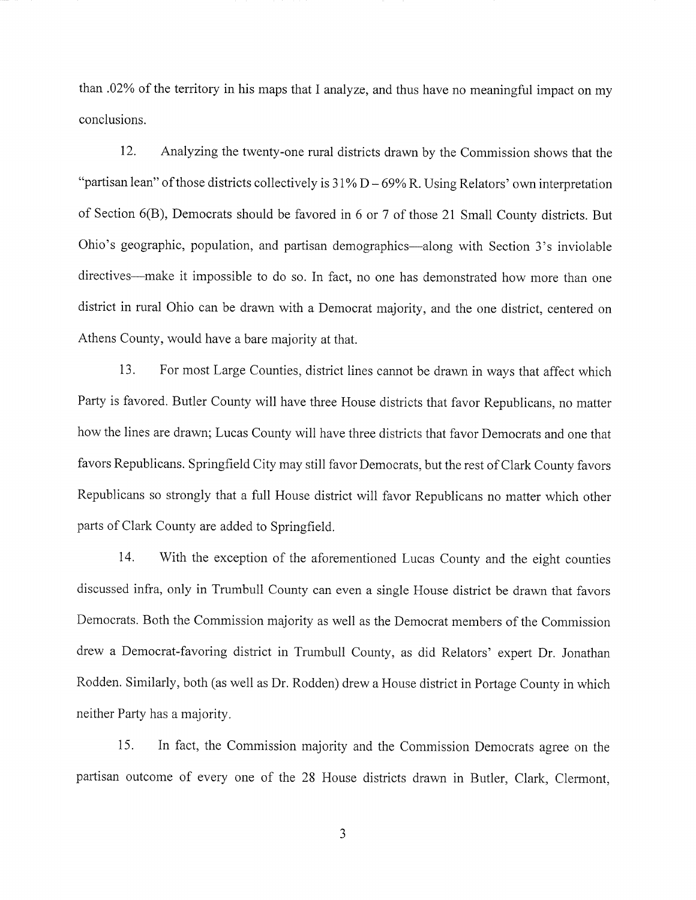than .02% of the territory in his maps that I analyze, and thus have no meaningful impact on my conclusions.

12. Analyzing the twenty-one rural districts drawn by the Commission shows that the "partisan lean" of those districts collectively is 31% D – 69% R. Using Relators' own interpretation of Section 6(B), Democrats should be favored in 6 or 7 of those 21 Small County districts. But Ohio's geographic, population, and partisan demographics—along with Section 3's inviolable directives—make it impossible to do so. In fact, no one has demonstrated how more than one district in rural Ohio can be drawn with a Democrat majority, and the one district, centered on Athens County, would have a bare majority at that.

13. For most Large Counties, district lines cannot be drawn in ways that affect which Party is favored. Butler County will have three House districts that favor Republicans, no matter how the lines are drawn; Lucas County will have three districts that favor Democrats and one that favors Republicans. Springfield City may still favor Democrats, but the rest of Clark County favors Republicans so strongly that a full House district will favor Republicans no matter which other parts of Clark County are added to Springfield.

14. With the exception of the aforementioned Lucas County and the eight counties discussed infra, only in Trumbull County can even a single House district be drawn that favors Democrats. Both the Commission majority as well as the Democrat members of the Commission drew a Democrat-favoring district in Trumbull County, as did Relators' expert Dr. Jonathan Rodden. Similarly, both (as well as Dr. Rodden) drew a House district in Portage County in which neither Party has a majority.

15. In fact, the Commission majority and the Commission Democrats agree on the partisan outcome of every one of the 28 House districts drawn in Butler, Clark, Clermont,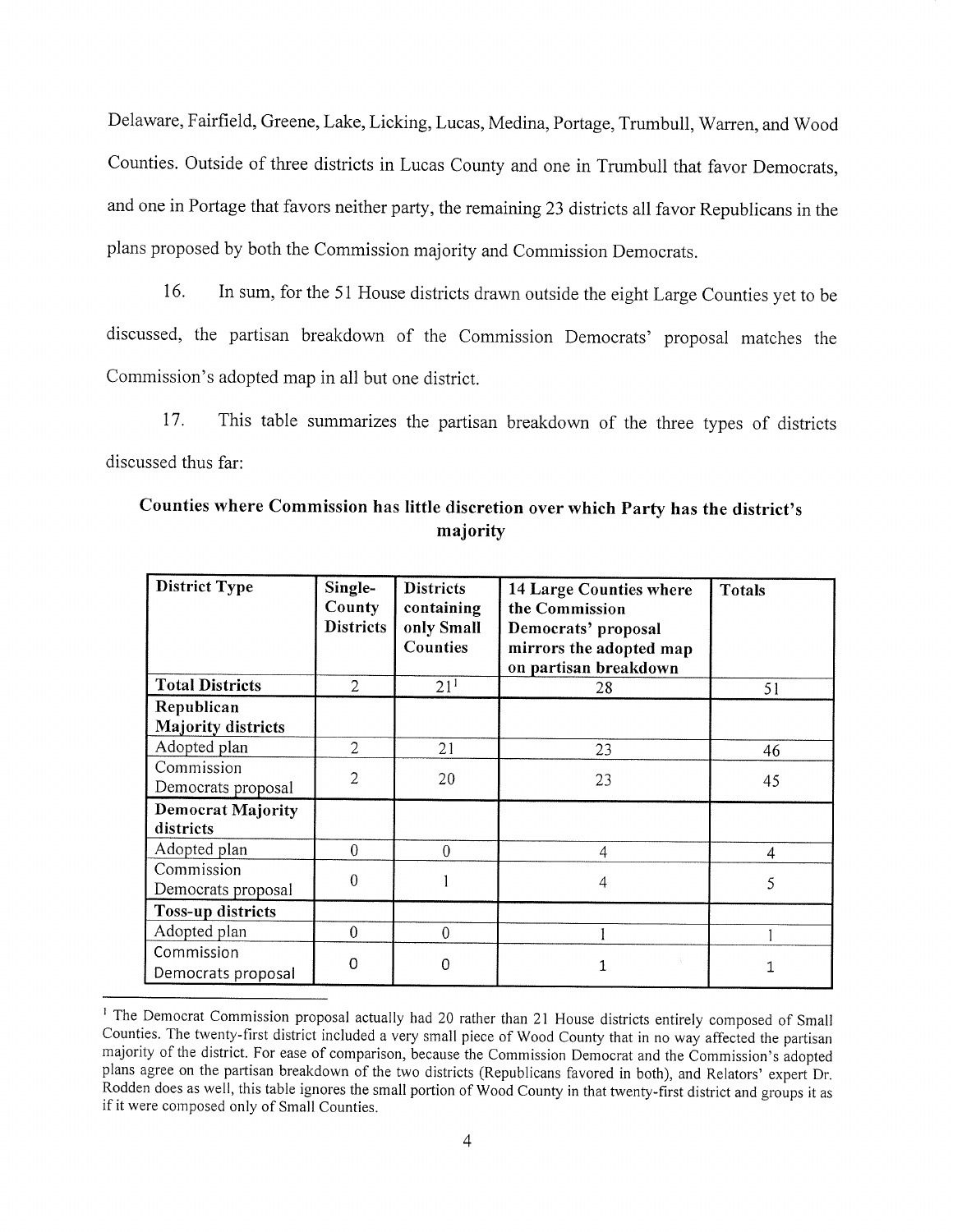Delaware, Fairfield, Greene, Lake, Licking, Lucas, Medina, Portage, Trumbull, Warren, and Wood Counties. Outside of three districts in Lucas County and one in Trumbull that favor Democrats, and one in Portage that favors neither party, the remaining 23 districts all favor Republicans in the plans proposed by both the Commission majority and Commission Democrats.

16. In sum, for the 51 House districts drawn outside the eight Large Counties yet to be discussed, the partisan breakdown of the Commission Democrats' proposal matches the Commission's adopted map in all but one district.

17. This table summarizes the partisan breakdown of the three types of districts discussed thus far:

**Counties where Commission has little discretion over which Party has the district's majority**

| District Type | Single-County Districts | Districts containing only Small Counties | 14 Large Counties where the Commission Democrats' proposal mirrors the adopted map on partisan breakdown | Totals |
|---|---|---|---|---|
| **Total Districts** | 2 | 21[1] | 28 | 51 |
| **Republican Majority districts** | | | | |
| Adopted plan | 2 | 21 | 23 | 46 |
| Commission Democrats proposal | 2 | 20 | 23 | 45 |
| **Democrat Majority districts** | | | | |
| Adopted plan | 0 | 0 | 4 | 4 |
| Commission Democrats proposal | 0 | 1 | 4 | 5 |
| **Toss-up districts** | | | | |
| Adopted plan | 0 | 0 | 1 | 1 |
| Commission Democrats proposal | 0 | 0 | 1 | 1 |

[1] The Democrat Commission proposal actually had 20 rather than 21 House districts entirely composed of Small Counties. The twenty-first district included a very small piece of Wood County that in no way affected the partisan majority of the district. For ease of comparison, because the Commission Democrat and the Commission's adopted plans agree on the partisan breakdown of the two districts (Republicans favored in both), and Relators' expert Dr. Rodden does as well, this table ignores the small portion of Wood County in that twenty-first district and groups it as if it were composed only of Small Counties.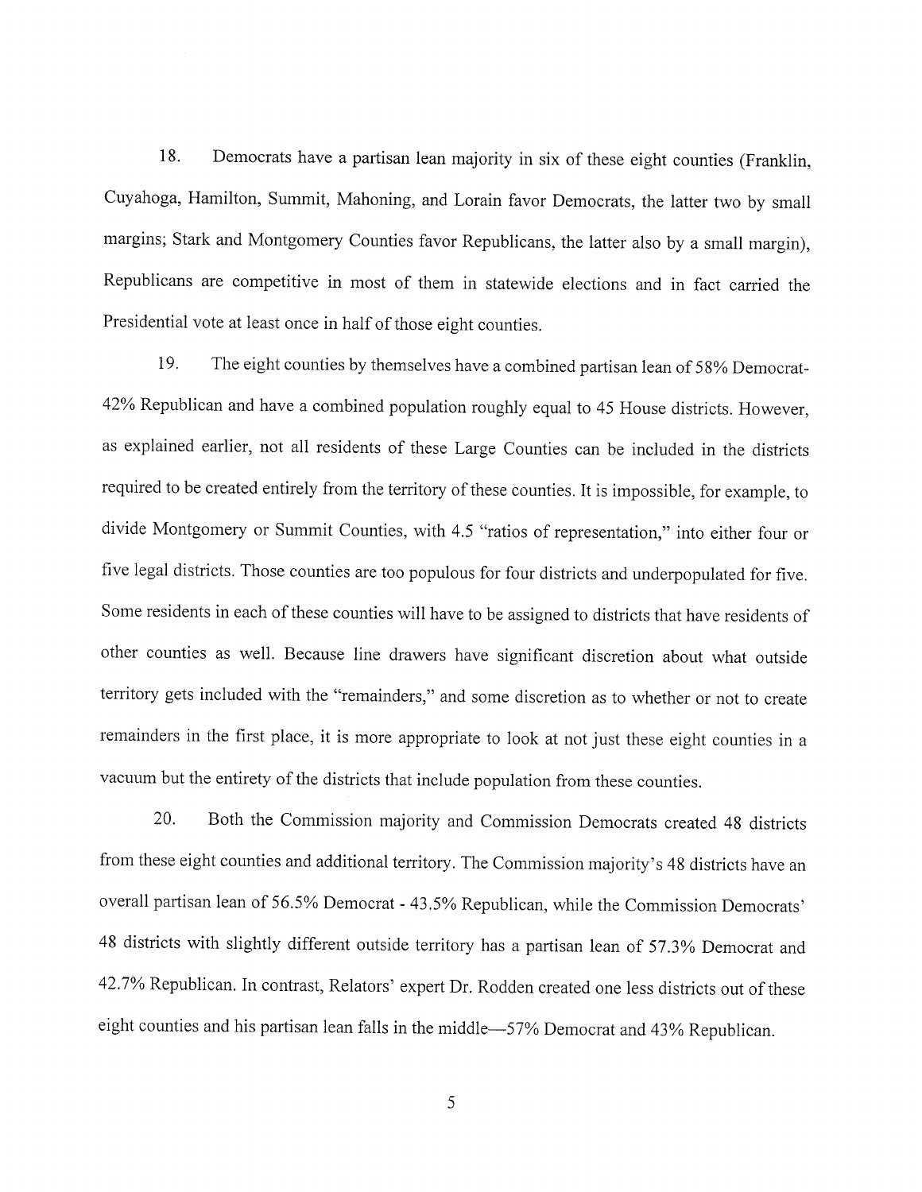18. Democrats have a partisan lean majority in six of these eight counties (Franklin, Cuyahoga, Hamilton, Summit, Mahoning, and Lorain favor Democrats, the latter two by small margins; Stark and Montgomery Counties favor Republicans, the latter also by a small margin), Republicans are competitive in most of them in statewide elections and in fact carried the Presidential vote at least once in half of those eight counties.

19. The eight counties by themselves have a combined partisan lean of 58% Democrat-42% Republican and have a combined population roughly equal to 45 House districts. However, as explained earlier, not all residents of these Large Counties can be included in the districts required to be created entirely from the territory of these counties. It is impossible, for example, to divide Montgomery or Summit Counties, with 4.5 "ratios of representation," into either four or five legal districts. Those counties are too populous for four districts and underpopulated for five. Some residents in each of these counties will have to be assigned to districts that have residents of other counties as well. Because line drawers have significant discretion about what outside territory gets included with the "remainders," and some discretion as to whether or not to create remainders in the first place, it is more appropriate to look at not just these eight counties in a vacuum but the entirety of the districts that include population from these counties.

20. Both the Commission majority and Commission Democrats created 48 districts from these eight counties and additional territory. The Commission majority's 48 districts have an overall partisan lean of 56.5% Democrat - 43.5% Republican, while the Commission Democrats' 48 districts with slightly different outside territory has a partisan lean of 57.3% Democrat and 42.7% Republican. In contrast, Relators' expert Dr. Rodden created one less districts out of these eight counties and his partisan lean falls in the middle—57% Democrat and 43% Republican.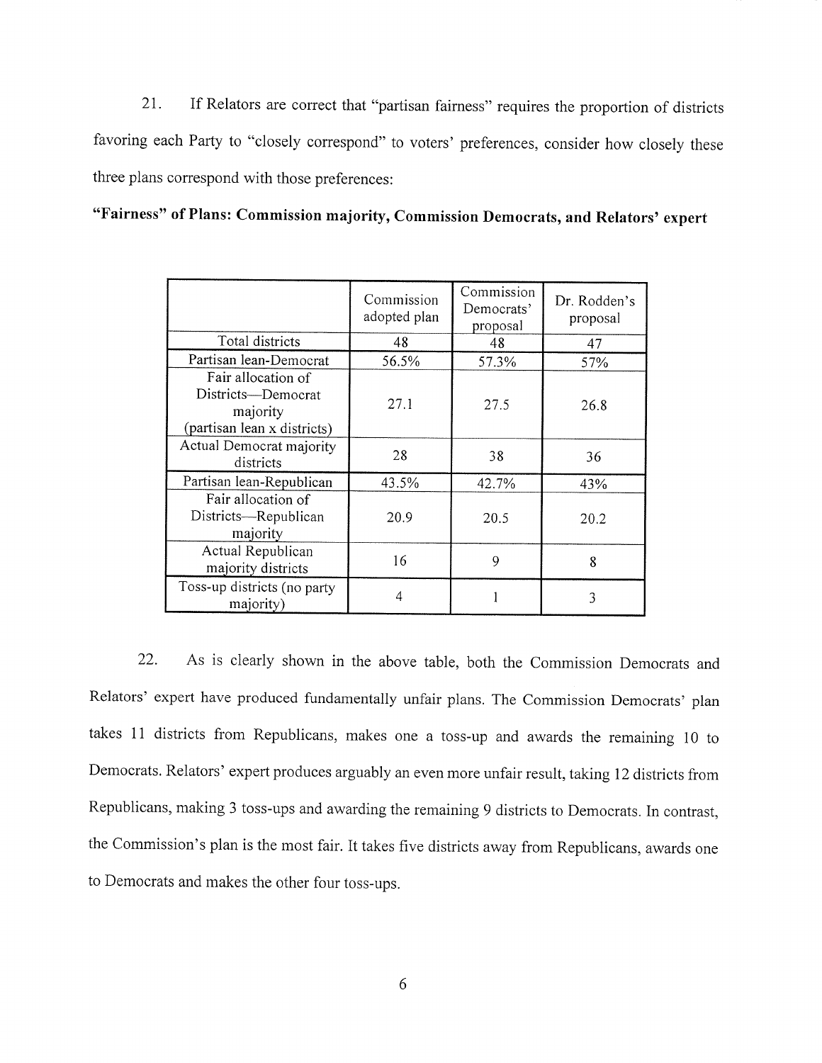21. If Relators are correct that "partisan fairness" requires the proportion of districts favoring each Party to "closely correspond" to voters' preferences, consider how closely these three plans correspond with those preferences:

**"Fairness" of Plans: Commission majority, Commission Democrats, and Relators' expert**

| | Commission adopted plan | Commission Democrats' proposal | Dr. Rodden's proposal |
|---|---|---|---|
| Total districts | 48 | 48 | 47 |
| Partisan lean-Democrat | 56.5% | 57.3% | 57% |
| Fair allocation of Districts—Democrat majority (partisan lean x districts) | 27.1 | 27.5 | 26.8 |
| Actual Democrat majority districts | 28 | 38 | 36 |
| Partisan lean-Republican | 43.5% | 42.7% | 43% |
| Fair allocation of Districts—Republican majority | 20.9 | 20.5 | 20.2 |
| Actual Republican majority districts | 16 | 9 | 8 |
| Toss-up districts (no party majority) | 4 | 1 | 3 |

22. As is clearly shown in the above table, both the Commission Democrats and Relators' expert have produced fundamentally unfair plans. The Commission Democrats' plan takes 11 districts from Republicans, makes one a toss-up and awards the remaining 10 to Democrats. Relators' expert produces arguably an even more unfair result, taking 12 districts from Republicans, making 3 toss-ups and awarding the remaining 9 districts to Democrats. In contrast, the Commission's plan is the most fair. It takes five districts away from Republicans, awards one to Democrats and makes the other four toss-ups.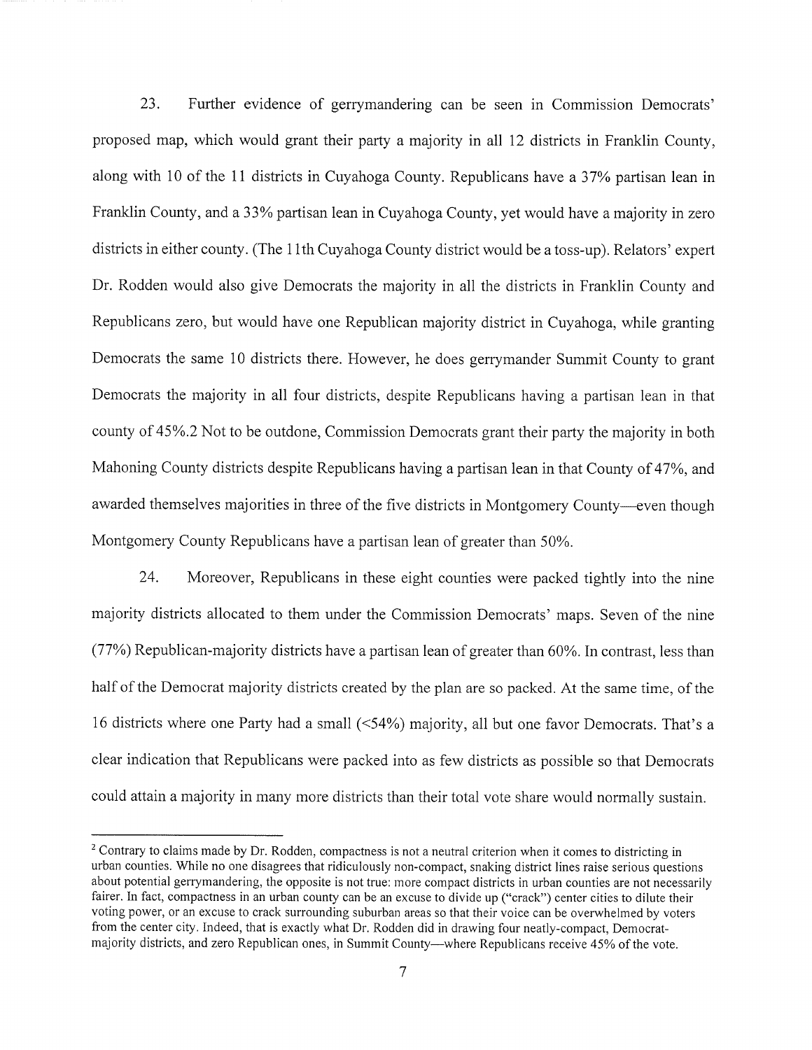23. Further evidence of gerrymandering can be seen in Commission Democrats' proposed map, which would grant their party a majority in all 12 districts in Franklin County, along with 10 of the 11 districts in Cuyahoga County. Republicans have a 37% partisan lean in Franklin County, and a 33% partisan lean in Cuyahoga County, yet would have a majority in zero districts in either county. (The 11th Cuyahoga County district would be a toss-up). Relators' expert Dr. Rodden would also give Democrats the majority in all the districts in Franklin County and Republicans zero, but would have one Republican majority district in Cuyahoga, while granting Democrats the same 10 districts there. However, he does gerrymander Summit County to grant Democrats the majority in all four districts, despite Republicans having a partisan lean in that county of 45%.[2] Not to be outdone, Commission Democrats grant their party the majority in both Mahoning County districts despite Republicans having a partisan lean in that County of 47%, and awarded themselves majorities in three of the five districts in Montgomery County—even though Montgomery County Republicans have a partisan lean of greater than 50%.

24. Moreover, Republicans in these eight counties were packed tightly into the nine majority districts allocated to them under the Commission Democrats' maps. Seven of the nine (77%) Republican-majority districts have a partisan lean of greater than 60%. In contrast, less than half of the Democrat majority districts created by the plan are so packed. At the same time, of the 16 districts where one Party had a small (<54%) majority, all but one favor Democrats. That's a clear indication that Republicans were packed into as few districts as possible so that Democrats could attain a majority in many more districts than their total vote share would normally sustain.

---

[2] Contrary to claims made by Dr. Rodden, compactness is not a neutral criterion when it comes to districting in urban counties. While no one disagrees that ridiculously non-compact, snaking district lines raise serious questions about potential gerrymandering, the opposite is not true: more compact districts in urban counties are not necessarily fairer. In fact, compactness in an urban county can be an excuse to divide up ("crack") center cities to dilute their voting power, or an excuse to crack surrounding suburban areas so that their voice can be overwhelmed by voters from the center city. Indeed, that is exactly what Dr. Rodden did in drawing four neatly-compact, Democrat-majority districts, and zero Republican ones, in Summit County—where Republicans receive 45% of the vote.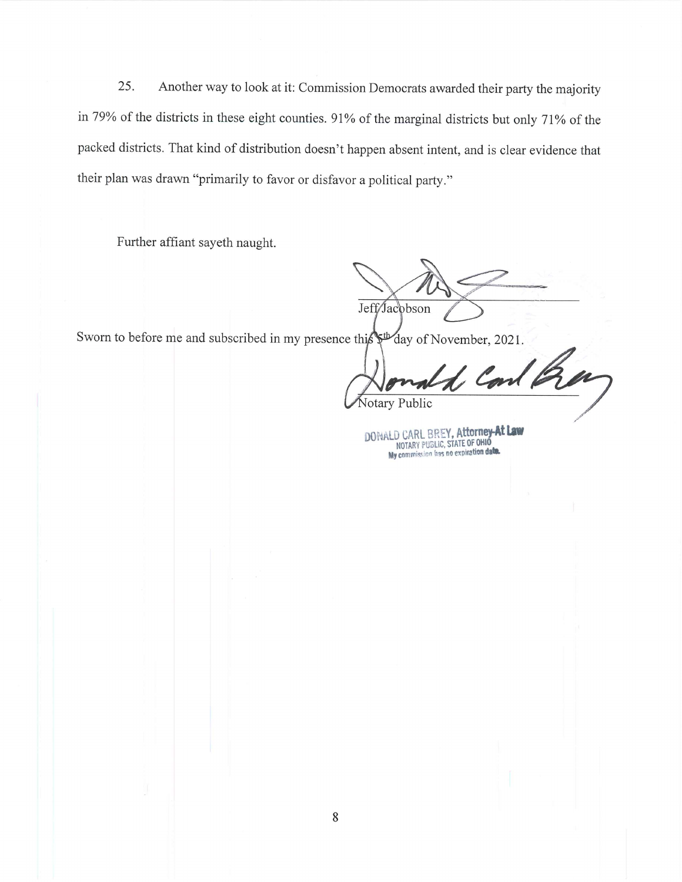25. Another way to look at it: Commission Democrats awarded their party the majority in 79% of the districts in these eight counties. 91% of the marginal districts but only 71% of the packed districts. That kind of distribution doesn't happen absent intent, and is clear evidence that their plan was drawn "primarily to favor or disfavor a political party."

Further affiant sayeth naught.

Jeff Jacobson

Sworn to before me and subscribed in my presence this 5th day of November, 2021.

Notary Public

DONALD CARL BREY, Attorney-At Law
NOTARY PUBLIC, STATE OF OHIO
My commission has no expiration date.